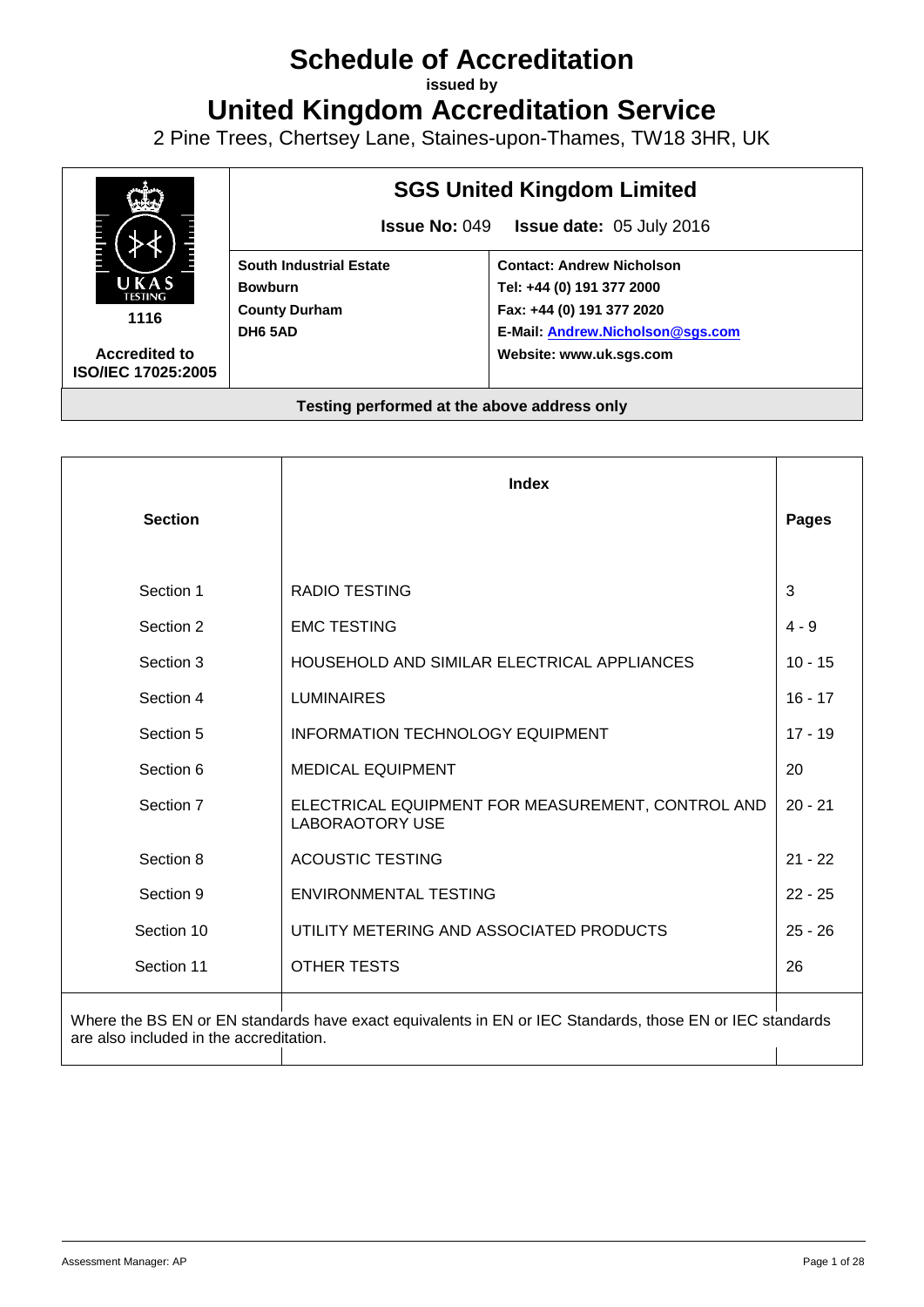# Schedule of Accreditation

**issued by**

# United Kingdom Accreditation Service

2 Pine Trees, Chertsey Lane, Staines-upon-Thames, TW18 3HR, UK

| UKAS TESTING 1116 | **SGS United Kingdom Limited** | |
|---|---|---|
| | **Issue No:** 049 **Issue date:** 05 July 2016 | |
| **Accredited to ISO/IEC 17025:2005** | **South Industrial Estate**<br>**Bowburn**<br>**County Durham**<br>**DH6 5AD** | **Contact: Andrew Nicholson**<br>**Tel: +44 (0) 191 377 2000**<br>**Fax: +44 (0) 191 377 2020**<br>**E-Mail: Andrew.Nicholson@sgs.com**<br>**Website: www.uk.sgs.com** |

**Testing performed at the above address only**

| Section | Index | Pages |
|---|---|---|
| Section 1 | RADIO TESTING | 3 |
| Section 2 | EMC TESTING | 4 - 9 |
| Section 3 | HOUSEHOLD AND SIMILAR ELECTRICAL APPLIANCES | 10 - 15 |
| Section 4 | LUMINAIRES | 16 - 17 |
| Section 5 | INFORMATION TECHNOLOGY EQUIPMENT | 17 - 19 |
| Section 6 | MEDICAL EQUIPMENT | 20 |
| Section 7 | ELECTRICAL EQUIPMENT FOR MEASUREMENT, CONTROL AND LABORAOTORY USE | 20 - 21 |
| Section 8 | ACOUSTIC TESTING | 21 - 22 |
| Section 9 | ENVIRONMENTAL TESTING | 22 - 25 |
| Section 10 | UTILITY METERING AND ASSOCIATED PRODUCTS | 25 - 26 |
| Section 11 | OTHER TESTS | 26 |

Where the BS EN or EN standards have exact equivalents in EN or IEC Standards, those EN or IEC standards are also included in the accreditation.

Assessment Manager: AP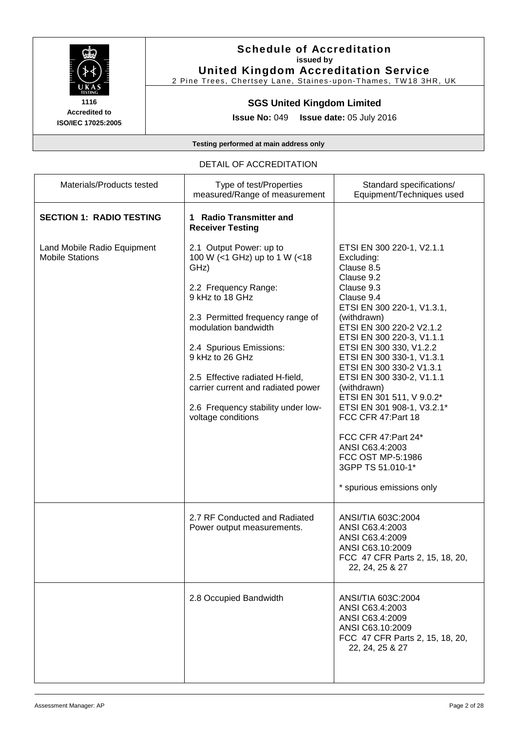**Schedule of Accreditation**
**issued by**
**United Kingdom Accreditation Service**
2 Pine Trees, Chertsey Lane, Staines-upon-Thames, TW18 3HR, UK

**1116**
**Accredited to**
**ISO/IEC 17025:2005**

## SGS United Kingdom Limited

**Issue No:** 049 **Issue date:** 05 July 2016

**Testing performed at main address only**

DETAIL OF ACCREDITATION

| Materials/Products tested | Type of test/Properties measured/Range of measurement | Standard specifications/ Equipment/Techniques used |
|---|---|---|
| **SECTION 1: RADIO TESTING** | **1 Radio Transmitter and Receiver Testing** | |
| Land Mobile Radio Equipment Mobile Stations | 2.1 Output Power: up to 100 W (<1 GHz) up to 1 W (<18 GHz)<br><br>2.2 Frequency Range: 9 kHz to 18 GHz<br><br>2.3 Permitted frequency range of modulation bandwidth<br><br>2.4 Spurious Emissions: 9 kHz to 26 GHz<br><br>2.5 Effective radiated H-field, carrier current and radiated power<br><br>2.6 Frequency stability under low-voltage conditions | ETSI EN 300 220-1, V2.1.1<br>Excluding:<br>Clause 8.5<br>Clause 9.2<br>Clause 9.3<br>Clause 9.4<br>ETSI EN 300 220-1, V1.3.1, (withdrawn)<br>ETSI EN 300 220-2 V2.1.2<br>ETSI EN 300 220-3, V1.1.1<br>ETSI EN 300 330, V1.2.2<br>ETSI EN 300 330-1, V1.3.1<br>ETSI EN 300 330-2 V1.3.1<br>ETSI EN 300 330-2, V1.1.1 (withdrawn)<br>ETSI EN 301 511, V 9.0.2*<br>ETSI EN 301 908-1, V3.2.1*<br>FCC CFR 47:Part 18<br><br>FCC CFR 47:Part 24*<br>ANSI C63.4:2003<br>FCC OST MP-5:1986<br>3GPP TS 51.010-1*<br><br>* spurious emissions only |
| | 2.7 RF Conducted and Radiated Power output measurements. | ANSI/TIA 603C:2004<br>ANSI C63.4:2003<br>ANSI C63.4:2009<br>ANSI C63.10:2009<br>FCC 47 CFR Parts 2, 15, 18, 20, 22, 24, 25 & 27 |
| | 2.8 Occupied Bandwidth | ANSI/TIA 603C:2004<br>ANSI C63.4:2003<br>ANSI C63.4:2009<br>ANSI C63.10:2009<br>FCC 47 CFR Parts 2, 15, 18, 20, 22, 24, 25 & 27 |

Assessment Manager: AP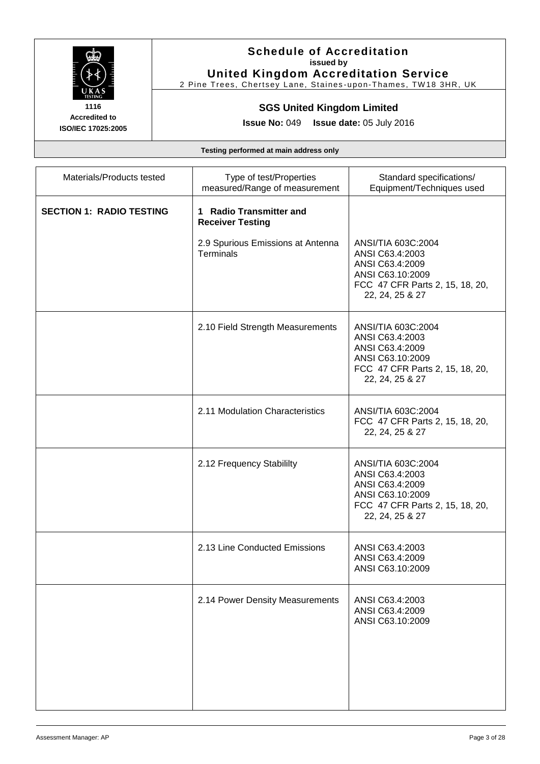| UKAS TESTING 1116 Accredited to ISO/IEC 17025:2005 | **Schedule of Accreditation** **issued by** **United Kingdom Accreditation Service** 2 Pine Trees, Chertsey Lane, Staines-upon-Thames, TW18 3HR, UK |
|---|---|
| | **SGS United Kingdom Limited** **Issue No:** 049 **Issue date:** 05 July 2016 |

**Testing performed at main address only**

| Materials/Products tested | Type of test/Properties measured/Range of measurement | Standard specifications/ Equipment/Techniques used |
|---|---|---|
| **SECTION 1: RADIO TESTING** | **1 Radio Transmitter and Receiver Testing** | |
| | 2.9 Spurious Emissions at Antenna Terminals | ANSI/TIA 603C:2004<br>ANSI C63.4:2003<br>ANSI C63.4:2009<br>ANSI C63.10:2009<br>FCC 47 CFR Parts 2, 15, 18, 20, 22, 24, 25 & 27 |
| | 2.10 Field Strength Measurements | ANSI/TIA 603C:2004<br>ANSI C63.4:2003<br>ANSI C63.4:2009<br>ANSI C63.10:2009<br>FCC 47 CFR Parts 2, 15, 18, 20, 22, 24, 25 & 27 |
| | 2.11 Modulation Characteristics | ANSI/TIA 603C:2004<br>FCC 47 CFR Parts 2, 15, 18, 20, 22, 24, 25 & 27 |
| | 2.12 Frequency Stabililty | ANSI/TIA 603C:2004<br>ANSI C63.4:2003<br>ANSI C63.4:2009<br>ANSI C63.10:2009<br>FCC 47 CFR Parts 2, 15, 18, 20, 22, 24, 25 & 27 |
| | 2.13 Line Conducted Emissions | ANSI C63.4:2003<br>ANSI C63.4:2009<br>ANSI C63.10:2009 |
| | 2.14 Power Density Measurements | ANSI C63.4:2003<br>ANSI C63.4:2009<br>ANSI C63.10:2009 |

Assessment Manager: AP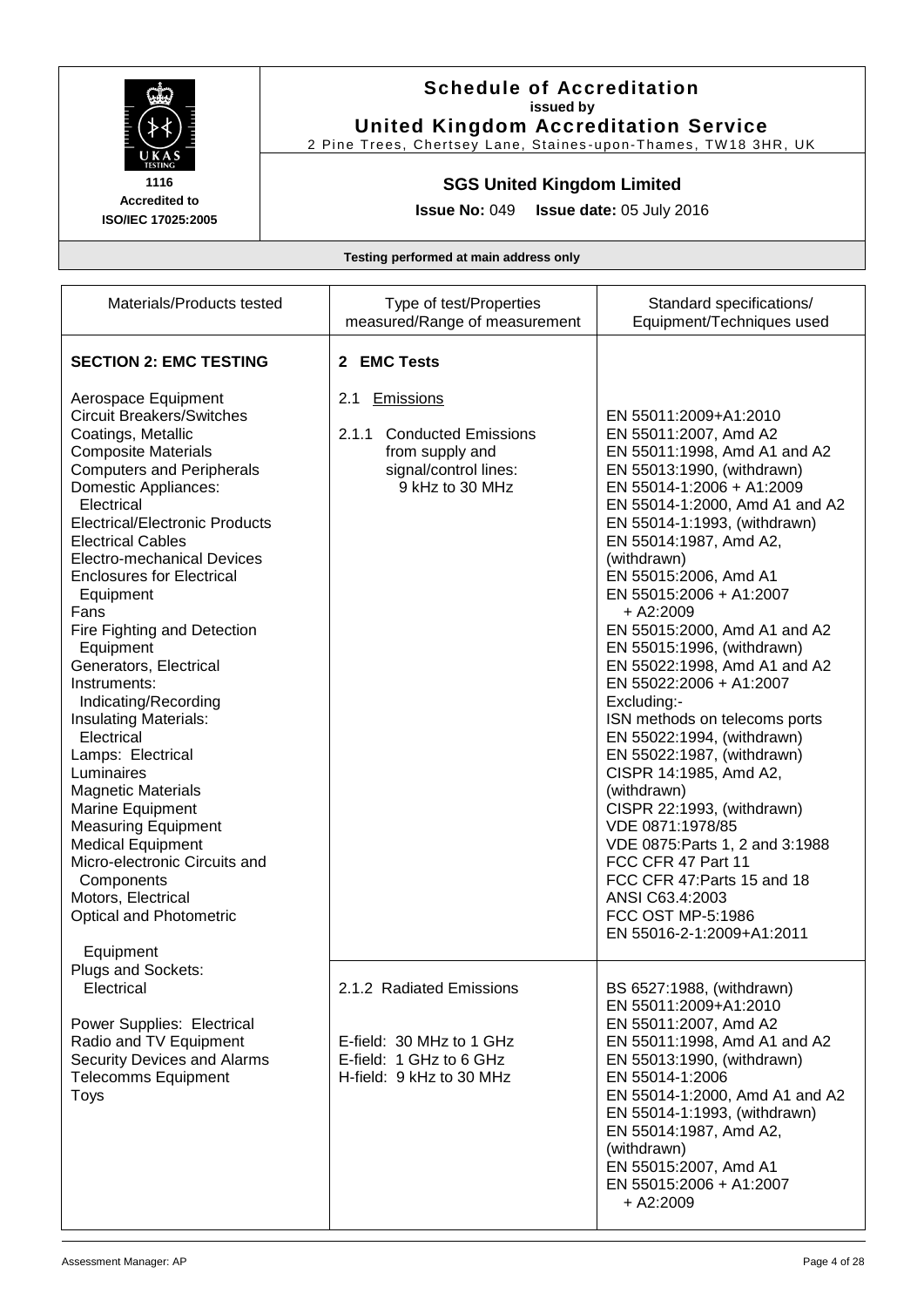**Schedule of Accreditation**
**issued by**
**United Kingdom Accreditation Service**
2 Pine Trees, Chertsey Lane, Staines-upon-Thames, TW18 3HR, UK

**1116**
**Accredited to**
**ISO/IEC 17025:2005**

## SGS United Kingdom Limited

**Issue No:** 049 **Issue date:** 05 July 2016

**Testing performed at main address only**

| Materials/Products tested | Type of test/Properties measured/Range of measurement | Standard specifications/ Equipment/Techniques used |
|---|---|---|
| **SECTION 2: EMC TESTING**<br><br>Aerospace Equipment<br>Circuit Breakers/Switches<br>Coatings, Metallic<br>Composite Materials<br>Computers and Peripherals<br>Domestic Appliances: Electrical<br>Electrical/Electronic Products<br>Electrical Cables<br>Electro-mechanical Devices<br>Enclosures for Electrical Equipment<br>Fans<br>Fire Fighting and Detection Equipment<br>Generators, Electrical<br>Instruments: Indicating/Recording<br>Insulating Materials: Electrical<br>Lamps: Electrical<br>Luminaires<br>Magnetic Materials<br>Marine Equipment<br>Measuring Equipment<br>Medical Equipment<br>Micro-electronic Circuits and Components<br>Motors, Electrical<br>Optical and Photometric Equipment<br>Plugs and Sockets: Electrical<br><br>Power Supplies: Electrical<br>Radio and TV Equipment<br>Security Devices and Alarms<br>Telecomms Equipment<br>Toys | **2 EMC Tests**<br><br>2.1 Emissions<br><br>2.1.1 Conducted Emissions from supply and signal/control lines: 9 kHz to 30 MHz | EN 55011:2009+A1:2010<br>EN 55011:2007, Amd A2<br>EN 55011:1998, Amd A1 and A2<br>EN 55013:1990, (withdrawn)<br>EN 55014-1:2006 + A1:2009<br>EN 55014-1:2000, Amd A1 and A2<br>EN 55014-1:1993, (withdrawn)<br>EN 55014:1987, Amd A2, (withdrawn)<br>EN 55015:2006, Amd A1<br>EN 55015:2006 + A1:2007 + A2:2009<br>EN 55015:2000, Amd A1 and A2<br>EN 55015:1996, (withdrawn)<br>EN 55022:1998, Amd A1 and A2<br>EN 55022:2006 + A1:2007<br>Excluding:-<br>ISN methods on telecoms ports<br>EN 55022:1994, (withdrawn)<br>EN 55022:1987, (withdrawn)<br>CISPR 14:1985, Amd A2, (withdrawn)<br>CISPR 22:1993, (withdrawn)<br>VDE 0871:1978/85<br>VDE 0875:Parts 1, 2 and 3:1988<br>FCC CFR 47 Part 11<br>FCC CFR 47:Parts 15 and 18<br>ANSI C63.4:2003<br>FCC OST MP-5:1986<br>EN 55016-2-1:2009+A1:2011 |
| | 2.1.2 Radiated Emissions<br><br>E-field: 30 MHz to 1 GHz<br>E-field: 1 GHz to 6 GHz<br>H-field: 9 kHz to 30 MHz | BS 6527:1988, (withdrawn)<br>EN 55011:2009+A1:2010<br>EN 55011:2007, Amd A2<br>EN 55011:1998, Amd A1 and A2<br>EN 55013:1990, (withdrawn)<br>EN 55014-1:2006<br>EN 55014-1:2000, Amd A1 and A2<br>EN 55014-1:1993, (withdrawn)<br>EN 55014:1987, Amd A2, (withdrawn)<br>EN 55015:2007, Amd A1<br>EN 55015:2006 + A1:2007 + A2:2009 |

Assessment Manager: AP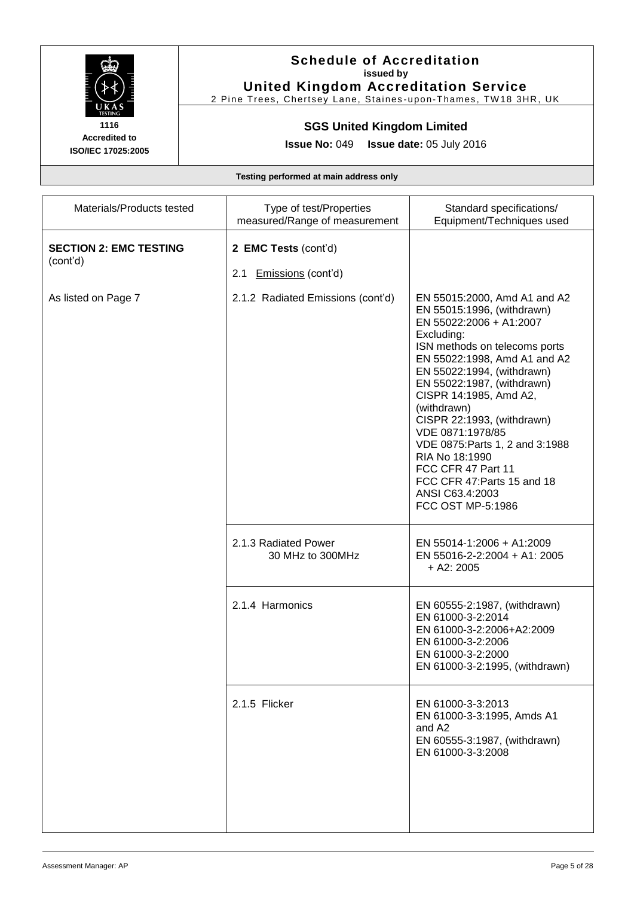# Schedule of Accreditation

**issued by**

**United Kingdom Accreditation Service**

2 Pine Trees, Chertsey Lane, Staines-upon-Thames, TW18 3HR, UK

1116
**Accredited to ISO/IEC 17025:2005**

## SGS United Kingdom Limited

**Issue No:** 049 **Issue date:** 05 July 2016

**Testing performed at main address only**

| Materials/Products tested | Type of test/Properties measured/Range of measurement | Standard specifications/ Equipment/Techniques used |
|---|---|---|
| **SECTION 2: EMC TESTING** (cont'd) | **2 EMC Tests** (cont'd)<br>2.1 Emissions (cont'd) | |
| As listed on Page 7 | 2.1.2 Radiated Emissions (cont'd) | EN 55015:2000, Amd A1 and A2<br>EN 55015:1996, (withdrawn)<br>EN 55022:2006 + A1:2007<br>Excluding:<br>ISN methods on telecoms ports<br>EN 55022:1998, Amd A1 and A2<br>EN 55022:1994, (withdrawn)<br>EN 55022:1987, (withdrawn)<br>CISPR 14:1985, Amd A2, (withdrawn)<br>CISPR 22:1993, (withdrawn)<br>VDE 0871:1978/85<br>VDE 0875:Parts 1, 2 and 3:1988<br>RIA No 18:1990<br>FCC CFR 47 Part 11<br>FCC CFR 47:Parts 15 and 18<br>ANSI C63.4:2003<br>FCC OST MP-5:1986 |
| | 2.1.3 Radiated Power<br>30 MHz to 300MHz | EN 55014-1:2006 + A1:2009<br>EN 55016-2-2:2004 + A1: 2005 + A2: 2005 |
| | 2.1.4 Harmonics | EN 60555-2:1987, (withdrawn)<br>EN 61000-3-2:2014<br>EN 61000-3-2:2006+A2:2009<br>EN 61000-3-2:2006<br>EN 61000-3-2:2000<br>EN 61000-3-2:1995, (withdrawn) |
| | 2.1.5 Flicker | EN 61000-3-3:2013<br>EN 61000-3-3:1995, Amds A1 and A2<br>EN 60555-3:1987, (withdrawn)<br>EN 61000-3-3:2008 |

Assessment Manager: AP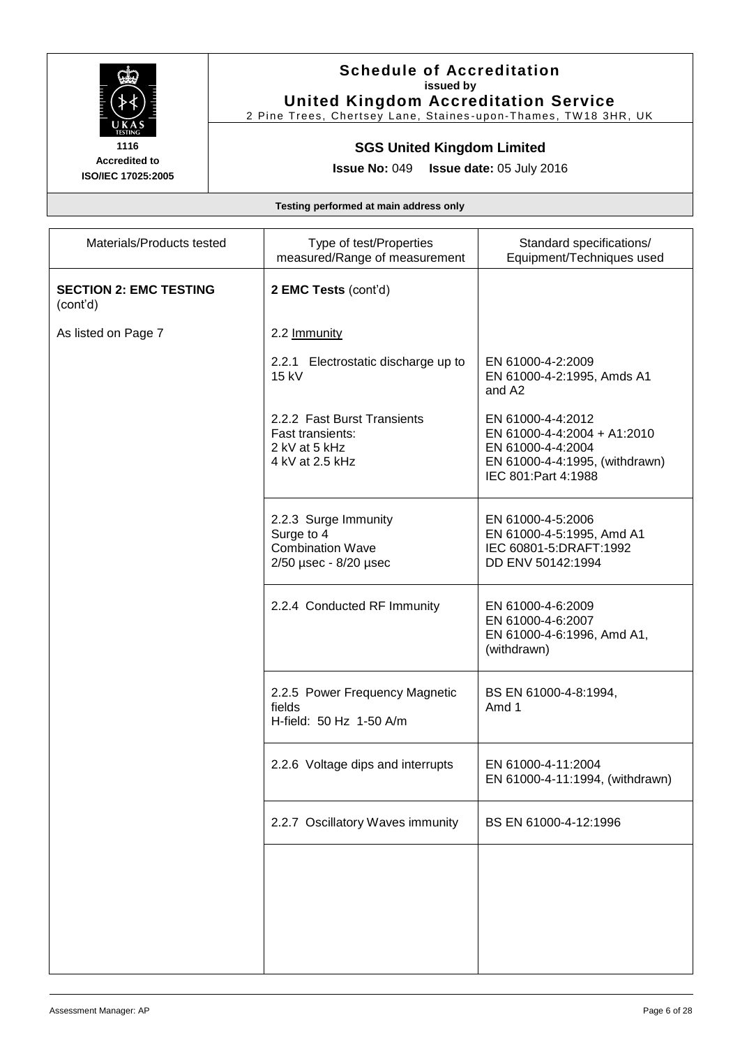**Schedule of Accreditation**
**issued by**
**United Kingdom Accreditation Service**
2 Pine Trees, Chertsey Lane, Staines-upon-Thames, TW18 3HR, UK

**1116**
**Accredited to**
**ISO/IEC 17025:2005**

**SGS United Kingdom Limited**

**Issue No:** 049 **Issue date:** 05 July 2016

**Testing performed at main address only**

| Materials/Products tested | Type of test/Properties measured/Range of measurement | Standard specifications/ Equipment/Techniques used |
|---|---|---|
| **SECTION 2: EMC TESTING** (cont'd) | **2 EMC Tests** (cont'd) | |
| As listed on Page 7 | 2.2 Immunity | |
| | 2.2.1 Electrostatic discharge up to 15 kV | EN 61000-4-2:2009<br>EN 61000-4-2:1995, Amds A1 and A2 |
| | 2.2.2 Fast Burst Transients<br>Fast transients:<br>2 kV at 5 kHz<br>4 kV at 2.5 kHz | EN 61000-4-4:2012<br>EN 61000-4-4:2004 + A1:2010<br>EN 61000-4-4:2004<br>EN 61000-4-4:1995, (withdrawn)<br>IEC 801:Part 4:1988 |
| | 2.2.3 Surge Immunity<br>Surge to 4<br>Combination Wave<br>2/50 µsec - 8/20 µsec | EN 61000-4-5:2006<br>EN 61000-4-5:1995, Amd A1<br>IEC 60801-5:DRAFT:1992<br>DD ENV 50142:1994 |
| | 2.2.4 Conducted RF Immunity | EN 61000-4-6:2009<br>EN 61000-4-6:2007<br>EN 61000-4-6:1996, Amd A1, (withdrawn) |
| | 2.2.5 Power Frequency Magnetic fields<br>H-field: 50 Hz 1-50 A/m | BS EN 61000-4-8:1994, Amd 1 |
| | 2.2.6 Voltage dips and interrupts | EN 61000-4-11:2004<br>EN 61000-4-11:1994, (withdrawn) |
| | 2.2.7 Oscillatory Waves immunity | BS EN 61000-4-12:1996 |
| | | |

Assessment Manager: AP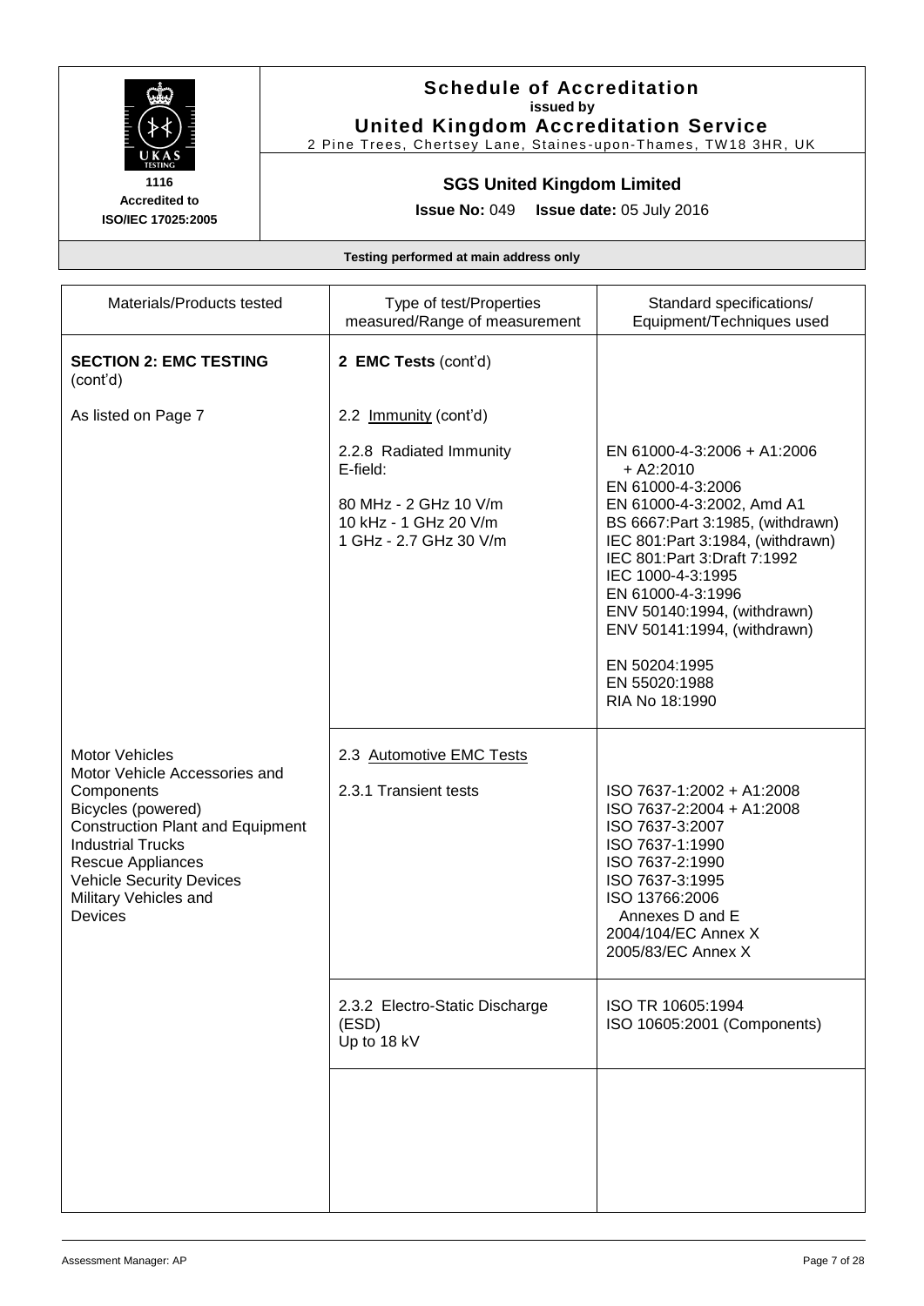# Schedule of Accreditation

**issued by**

**United Kingdom Accreditation Service**

2 Pine Trees, Chertsey Lane, Staines-upon-Thames, TW18 3HR, UK

1116
**Accredited to ISO/IEC 17025:2005**

## SGS United Kingdom Limited

**Issue No:** 049 **Issue date:** 05 July 2016

**Testing performed at main address only**

| Materials/Products tested | Type of test/Properties measured/Range of measurement | Standard specifications/ Equipment/Techniques used |
|---|---|---|
| **SECTION 2: EMC TESTING** (cont'd) | **2 EMC Tests** (cont'd) | |
| As listed on Page 7 | 2.2 Immunity (cont'd) | |
| | 2.2.8 Radiated Immunity E-field:<br><br>80 MHz - 2 GHz 10 V/m<br>10 kHz - 1 GHz 20 V/m<br>1 GHz - 2.7 GHz 30 V/m | EN 61000-4-3:2006 + A1:2006 + A2:2010<br>EN 61000-4-3:2006<br>EN 61000-4-3:2002, Amd A1<br>BS 6667:Part 3:1985, (withdrawn)<br>IEC 801:Part 3:1984, (withdrawn)<br>IEC 801:Part 3:Draft 7:1992<br>IEC 1000-4-3:1995<br>EN 61000-4-3:1996<br>ENV 50140:1994, (withdrawn)<br>ENV 50141:1994, (withdrawn)<br><br>EN 50204:1995<br>EN 55020:1988<br>RIA No 18:1990 |
| Motor Vehicles<br>Motor Vehicle Accessories and Components<br>Bicycles (powered)<br>Construction Plant and Equipment<br>Industrial Trucks<br>Rescue Appliances<br>Vehicle Security Devices<br>Military Vehicles and Devices | 2.3 Automotive EMC Tests<br><br>2.3.1 Transient tests | ISO 7637-1:2002 + A1:2008<br>ISO 7637-2:2004 + A1:2008<br>ISO 7637-3:2007<br>ISO 7637-1:1990<br>ISO 7637-2:1990<br>ISO 7637-3:1995<br>ISO 13766:2006 Annexes D and E<br>2004/104/EC Annex X<br>2005/83/EC Annex X |
| | 2.3.2 Electro-Static Discharge (ESD)<br>Up to 18 kV | ISO TR 10605:1994<br>ISO 10605:2001 (Components) |

Assessment Manager: AP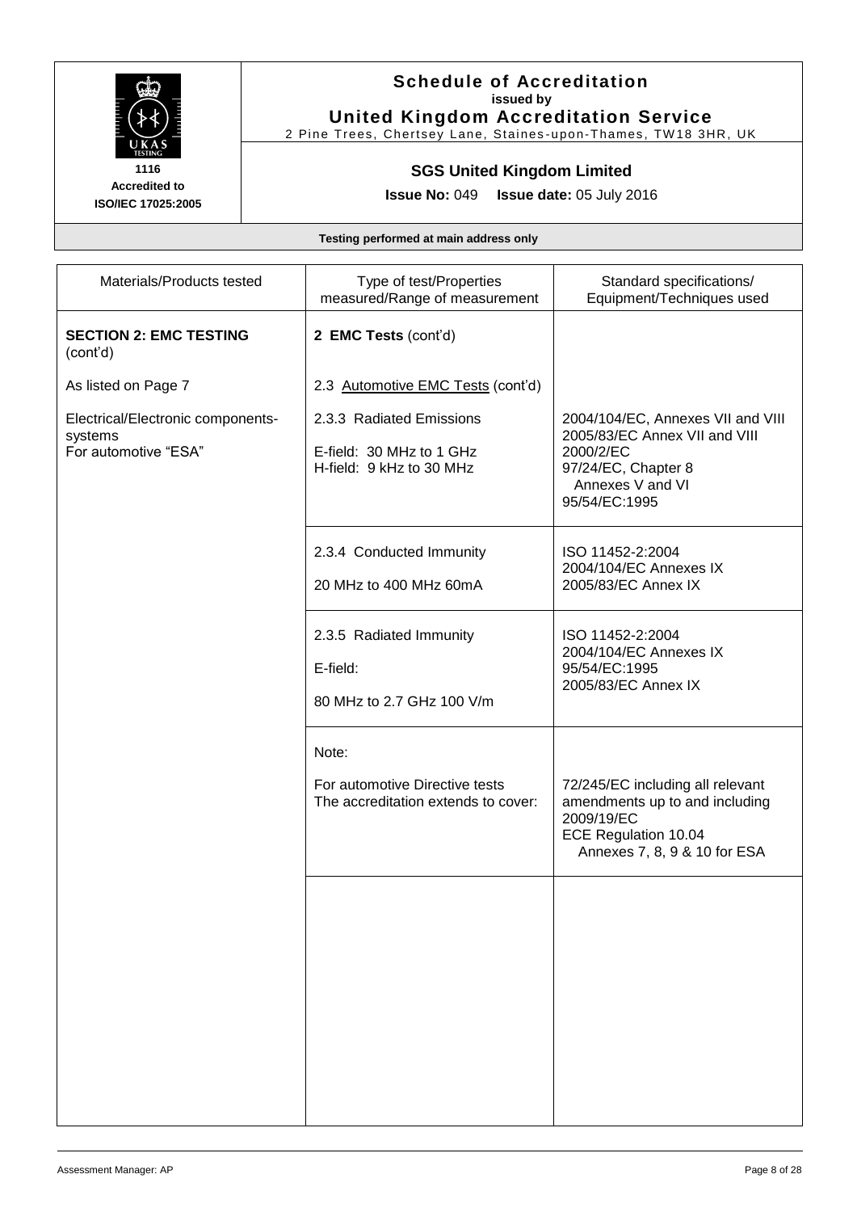**Schedule of Accreditation**
**issued by**
**United Kingdom Accreditation Service**
2 Pine Trees, Chertsey Lane, Staines-upon-Thames, TW18 3HR, UK

1116
**Accredited to ISO/IEC 17025:2005**

## SGS United Kingdom Limited

**Issue No:** 049 **Issue date:** 05 July 2016

**Testing performed at main address only**

| Materials/Products tested | Type of test/Properties measured/Range of measurement | Standard specifications/ Equipment/Techniques used |
|---|---|---|
| **SECTION 2: EMC TESTING** (cont'd)<br><br>As listed on Page 7<br><br>Electrical/Electronic components-systems<br>For automotive "ESA" | **2 EMC Tests** (cont'd)<br><br>2.3 Automotive EMC Tests (cont'd)<br><br>2.3.3 Radiated Emissions<br><br>E-field: 30 MHz to 1 GHz<br>H-field: 9 kHz to 30 MHz | <br><br><br><br>2004/104/EC, Annexes VII and VIII<br>2005/83/EC Annex VII and VIII<br>2000/2/EC<br>97/24/EC, Chapter 8 Annexes V and VI<br>95/54/EC:1995 |
| | 2.3.4 Conducted Immunity<br><br>20 MHz to 400 MHz 60mA | ISO 11452-2:2004<br>2004/104/EC Annexes IX<br>2005/83/EC Annex IX |
| | 2.3.5 Radiated Immunity<br><br>E-field:<br><br>80 MHz to 2.7 GHz 100 V/m | ISO 11452-2:2004<br>2004/104/EC Annexes IX<br>95/54/EC:1995<br>2005/83/EC Annex IX |
| | Note:<br><br>For automotive Directive tests The accreditation extends to cover: | <br><br>72/245/EC including all relevant amendments up to and including 2009/19/EC<br>ECE Regulation 10.04 Annexes 7, 8, 9 & 10 for ESA |

Assessment Manager: AP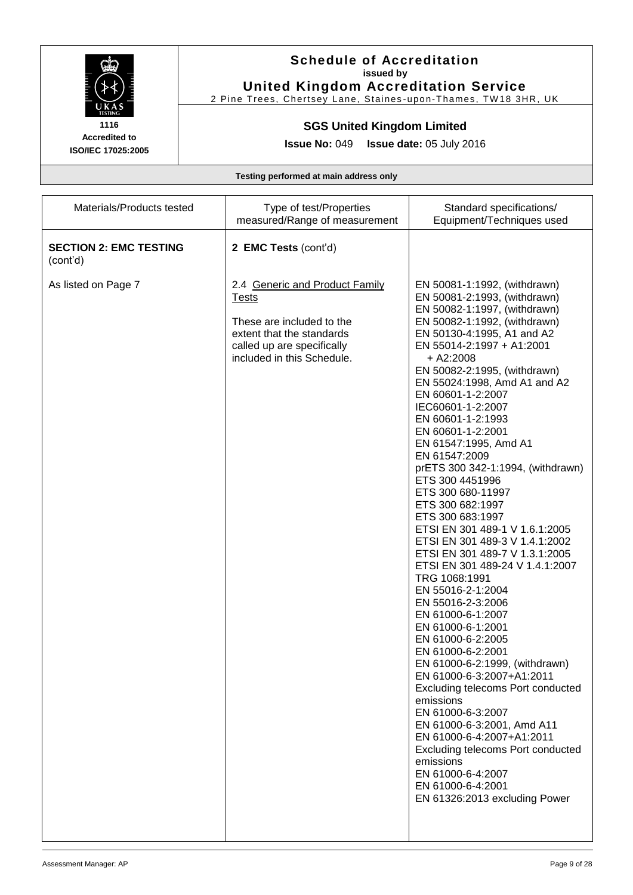| Materials/Products tested | Type of test/Properties measured/Range of measurement | Standard specifications/ Equipment/Techniques used |
|---|---|---|
| **SECTION 2: EMC TESTING** (cont'd) | **2 EMC Tests** (cont'd) | |
| As listed on Page 7 | 2.4 Generic and Product Family Tests<br><br>These are included to the extent that the standards called up are specifically included in this Schedule. | EN 50081-1:1992, (withdrawn)<br>EN 50081-2:1993, (withdrawn)<br>EN 50082-1:1997, (withdrawn)<br>EN 50082-1:1992, (withdrawn)<br>EN 50130-4:1995, A1 and A2<br>EN 55014-2:1997 + A1:2001 + A2:2008<br>EN 50082-2:1995, (withdrawn)<br>EN 55024:1998, Amd A1 and A2<br>EN 60601-1-2:2007<br>IEC60601-1-2:2007<br>EN 60601-1-2:1993<br>EN 60601-1-2:2001<br>EN 61547:1995, Amd A1<br>EN 61547:2009<br>prETS 300 342-1:1994, (withdrawn)<br>ETS 300 4451996<br>ETS 300 680-11997<br>ETS 300 682:1997<br>ETS 300 683:1997<br>ETSI EN 301 489-1 V 1.6.1:2005<br>ETSI EN 301 489-3 V 1.4.1:2002<br>ETSI EN 301 489-7 V 1.3.1:2005<br>ETSI EN 301 489-24 V 1.4.1:2007<br>TRG 1068:1991<br>EN 55016-2-1:2004<br>EN 55016-2-3:2006<br>EN 61000-6-1:2007<br>EN 61000-6-1:2001<br>EN 61000-6-2:2005<br>EN 61000-6-2:2001<br>EN 61000-6-2:1999, (withdrawn)<br>EN 61000-6-3:2007+A1:2011 Excluding telecoms Port conducted emissions<br>EN 61000-6-3:2007<br>EN 61000-6-3:2001, Amd A11<br>EN 61000-6-4:2007+A1:2011 Excluding telecoms Port conducted emissions<br>EN 61000-6-4:2007<br>EN 61000-6-4:2001<br>EN 61326:2013 excluding Power |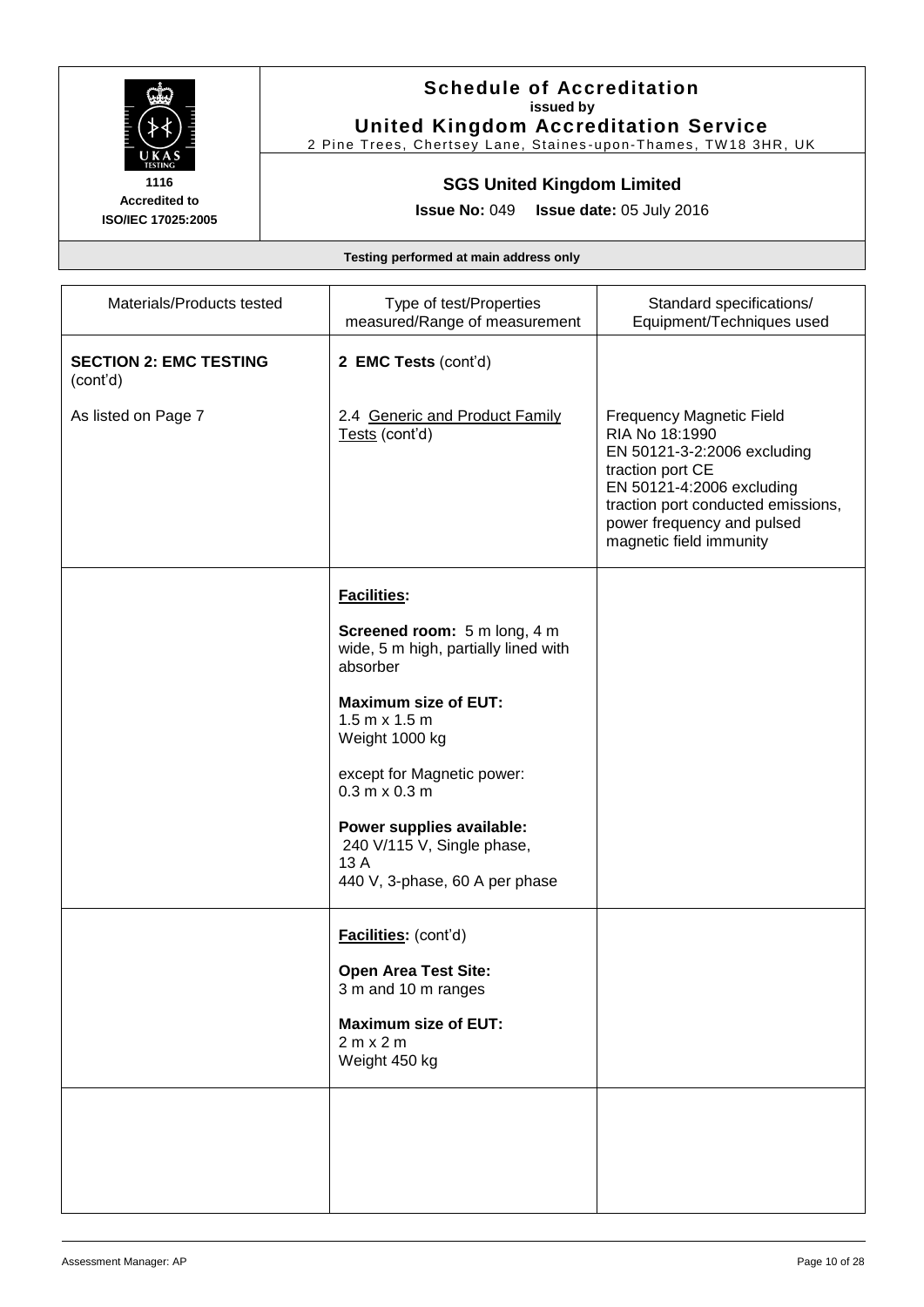**Schedule of Accreditation**
**issued by**
**United Kingdom Accreditation Service**
2 Pine Trees, Chertsey Lane, Staines-upon-Thames, TW18 3HR, UK

**1116**
**Accredited to**
**ISO/IEC 17025:2005**

**SGS United Kingdom Limited**

**Issue No:** 049 **Issue date:** 05 July 2016

**Testing performed at main address only**

| Materials/Products tested | Type of test/Properties measured/Range of measurement | Standard specifications/ Equipment/Techniques used |
|---|---|---|
| **SECTION 2: EMC TESTING** (cont'd) | **2 EMC Tests** (cont'd) | |
| As listed on Page 7 | 2.4 Generic and Product Family Tests (cont'd) | Frequency Magnetic Field<br>RIA No 18:1990<br>EN 50121-3-2:2006 excluding traction port CE<br>EN 50121-4:2006 excluding traction port conducted emissions, power frequency and pulsed magnetic field immunity |
| | **Facilities:**<br><br>**Screened room:** 5 m long, 4 m wide, 5 m high, partially lined with absorber<br><br>**Maximum size of EUT:**<br>1.5 m x 1.5 m<br>Weight 1000 kg<br><br>except for Magnetic power:<br>0.3 m x 0.3 m<br><br>**Power supplies available:**<br>240 V/115 V, Single phase, 13 A<br>440 V, 3-phase, 60 A per phase | |
| | **Facilities:** (cont'd)<br><br>**Open Area Test Site:**<br>3 m and 10 m ranges<br><br>**Maximum size of EUT:**<br>2 m x 2 m<br>Weight 450 kg | |
| | | |

Assessment Manager: AP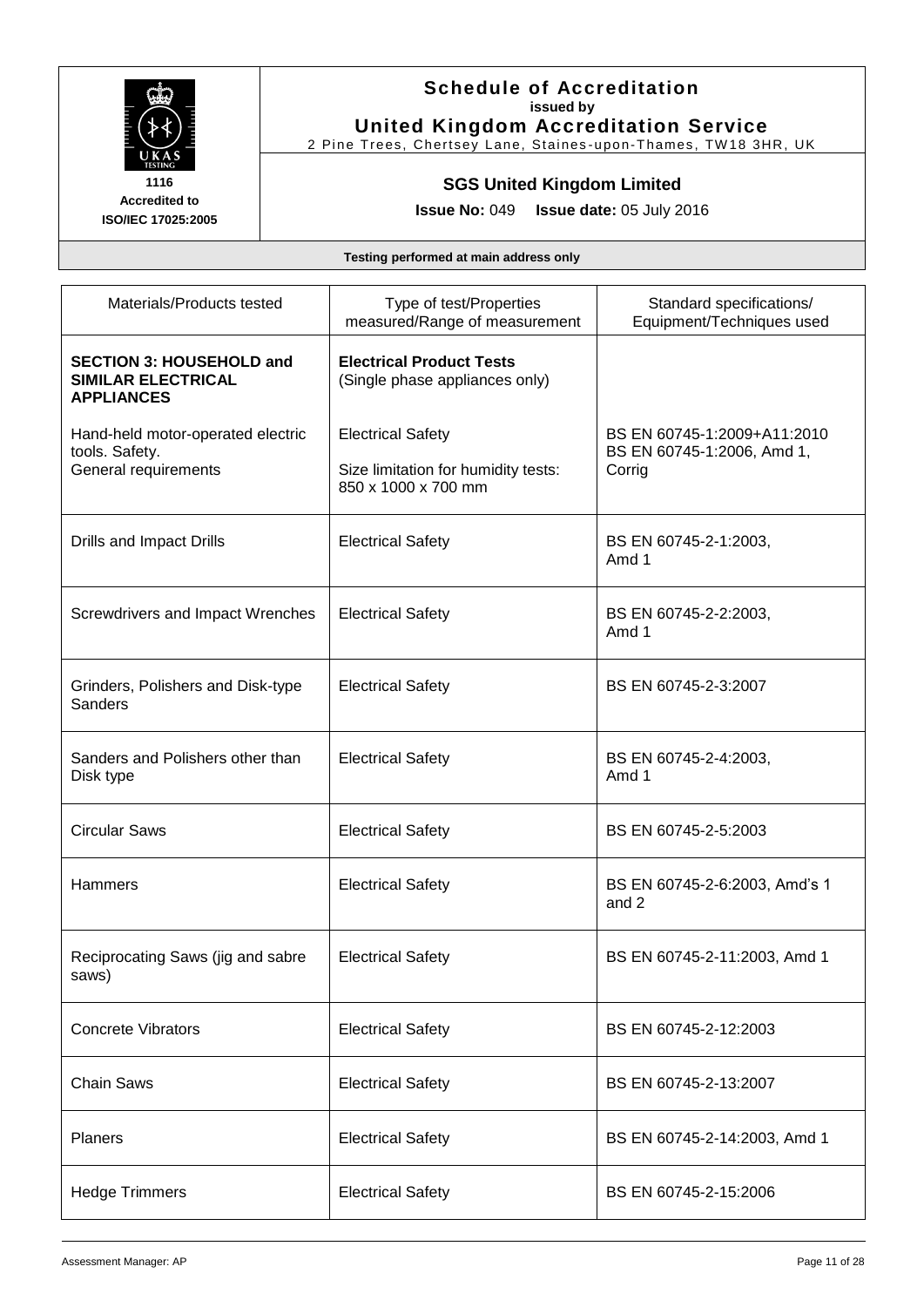**Schedule of Accreditation**
**issued by**
**United Kingdom Accreditation Service**
2 Pine Trees, Chertsey Lane, Staines-upon-Thames, TW18 3HR, UK

**1116**
**Accredited to**
**ISO/IEC 17025:2005**

**SGS United Kingdom Limited**

**Issue No:** 049 **Issue date:** 05 July 2016

**Testing performed at main address only**

| Materials/Products tested | Type of test/Properties measured/Range of measurement | Standard specifications/ Equipment/Techniques used |
|---|---|---|
| **SECTION 3: HOUSEHOLD and SIMILAR ELECTRICAL APPLIANCES** | **Electrical Product Tests** (Single phase appliances only) | |
| Hand-held motor-operated electric tools. Safety. General requirements | Electrical Safety<br><br>Size limitation for humidity tests: 850 x 1000 x 700 mm | BS EN 60745-1:2009+A11:2010<br>BS EN 60745-1:2006, Amd 1, Corrig |
| Drills and Impact Drills | Electrical Safety | BS EN 60745-2-1:2003, Amd 1 |
| Screwdrivers and Impact Wrenches | Electrical Safety | BS EN 60745-2-2:2003, Amd 1 |
| Grinders, Polishers and Disk-type Sanders | Electrical Safety | BS EN 60745-2-3:2007 |
| Sanders and Polishers other than Disk type | Electrical Safety | BS EN 60745-2-4:2003, Amd 1 |
| Circular Saws | Electrical Safety | BS EN 60745-2-5:2003 |
| Hammers | Electrical Safety | BS EN 60745-2-6:2003, Amd's 1 and 2 |
| Reciprocating Saws (jig and sabre saws) | Electrical Safety | BS EN 60745-2-11:2003, Amd 1 |
| Concrete Vibrators | Electrical Safety | BS EN 60745-2-12:2003 |
| Chain Saws | Electrical Safety | BS EN 60745-2-13:2007 |
| Planers | Electrical Safety | BS EN 60745-2-14:2003, Amd 1 |
| Hedge Trimmers | Electrical Safety | BS EN 60745-2-15:2006 |

Assessment Manager: AP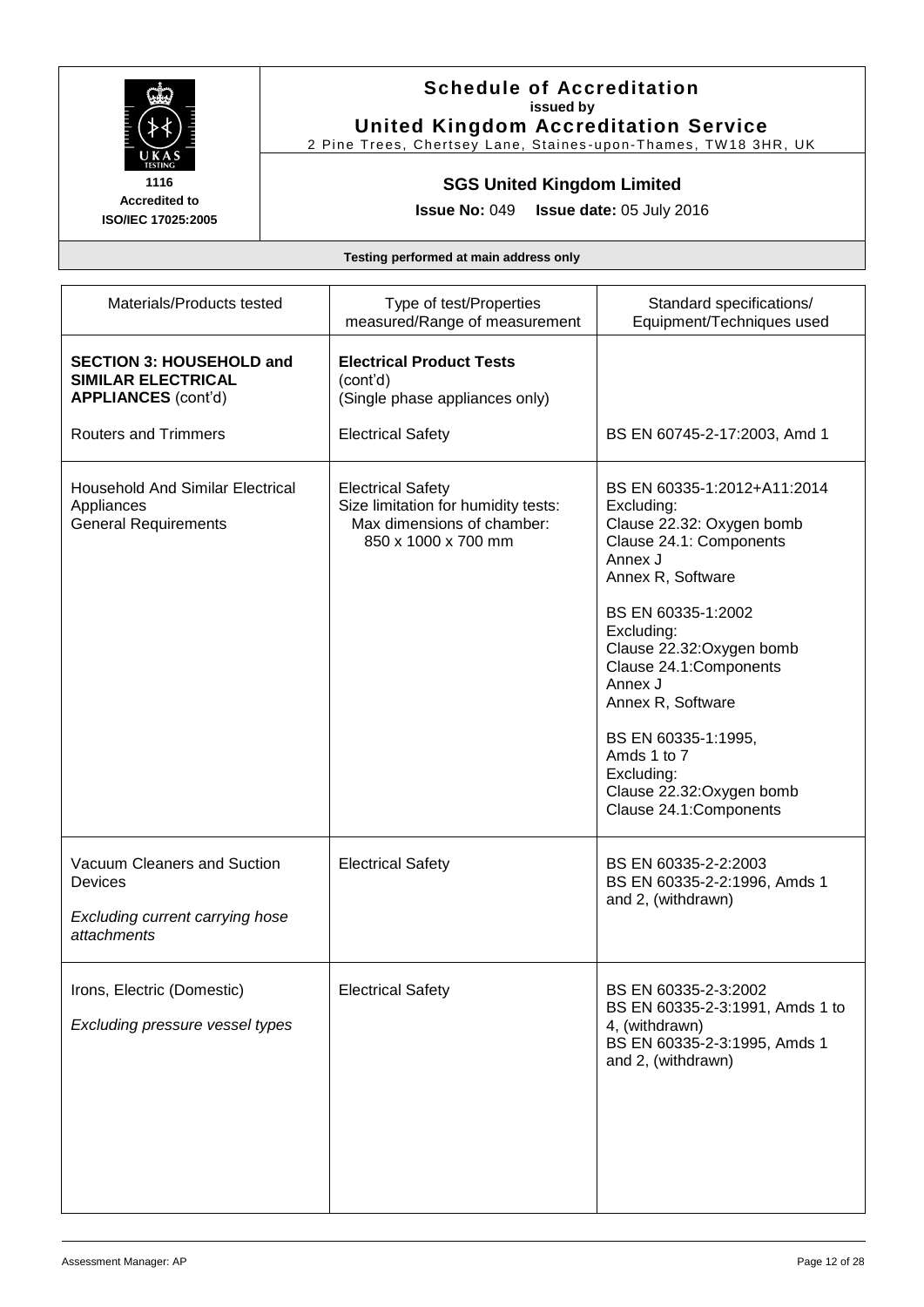# Schedule of Accreditation

**issued by**

**United Kingdom Accreditation Service**

2 Pine Trees, Chertsey Lane, Staines-upon-Thames, TW18 3HR, UK

**1116**
**Accredited to ISO/IEC 17025:2005**

## SGS United Kingdom Limited

**Issue No:** 049 **Issue date:** 05 July 2016

**Testing performed at main address only**

| Materials/Products tested | Type of test/Properties measured/Range of measurement | Standard specifications/ Equipment/Techniques used |
|---|---|---|
| **SECTION 3: HOUSEHOLD and SIMILAR ELECTRICAL APPLIANCES** (cont'd) | **Electrical Product Tests** (cont'd) (Single phase appliances only) | |
| Routers and Trimmers | Electrical Safety | BS EN 60745-2-17:2003, Amd 1 |
| Household And Similar Electrical Appliances General Requirements | Electrical Safety<br>Size limitation for humidity tests:<br>Max dimensions of chamber:<br>850 x 1000 x 700 mm | BS EN 60335-1:2012+A11:2014<br>Excluding:<br>Clause 22.32: Oxygen bomb<br>Clause 24.1: Components<br>Annex J<br>Annex R, Software<br><br>BS EN 60335-1:2002<br>Excluding:<br>Clause 22.32:Oxygen bomb<br>Clause 24.1:Components<br>Annex J<br>Annex R, Software<br><br>BS EN 60335-1:1995,<br>Amds 1 to 7<br>Excluding:<br>Clause 22.32:Oxygen bomb<br>Clause 24.1:Components |
| Vacuum Cleaners and Suction Devices<br><br>*Excluding current carrying hose attachments* | Electrical Safety | BS EN 60335-2-2:2003<br>BS EN 60335-2-2:1996, Amds 1 and 2, (withdrawn) |
| Irons, Electric (Domestic)<br><br>*Excluding pressure vessel types* | Electrical Safety | BS EN 60335-2-3:2002<br>BS EN 60335-2-3:1991, Amds 1 to 4, (withdrawn)<br>BS EN 60335-2-3:1995, Amds 1 and 2, (withdrawn) |

Assessment Manager: AP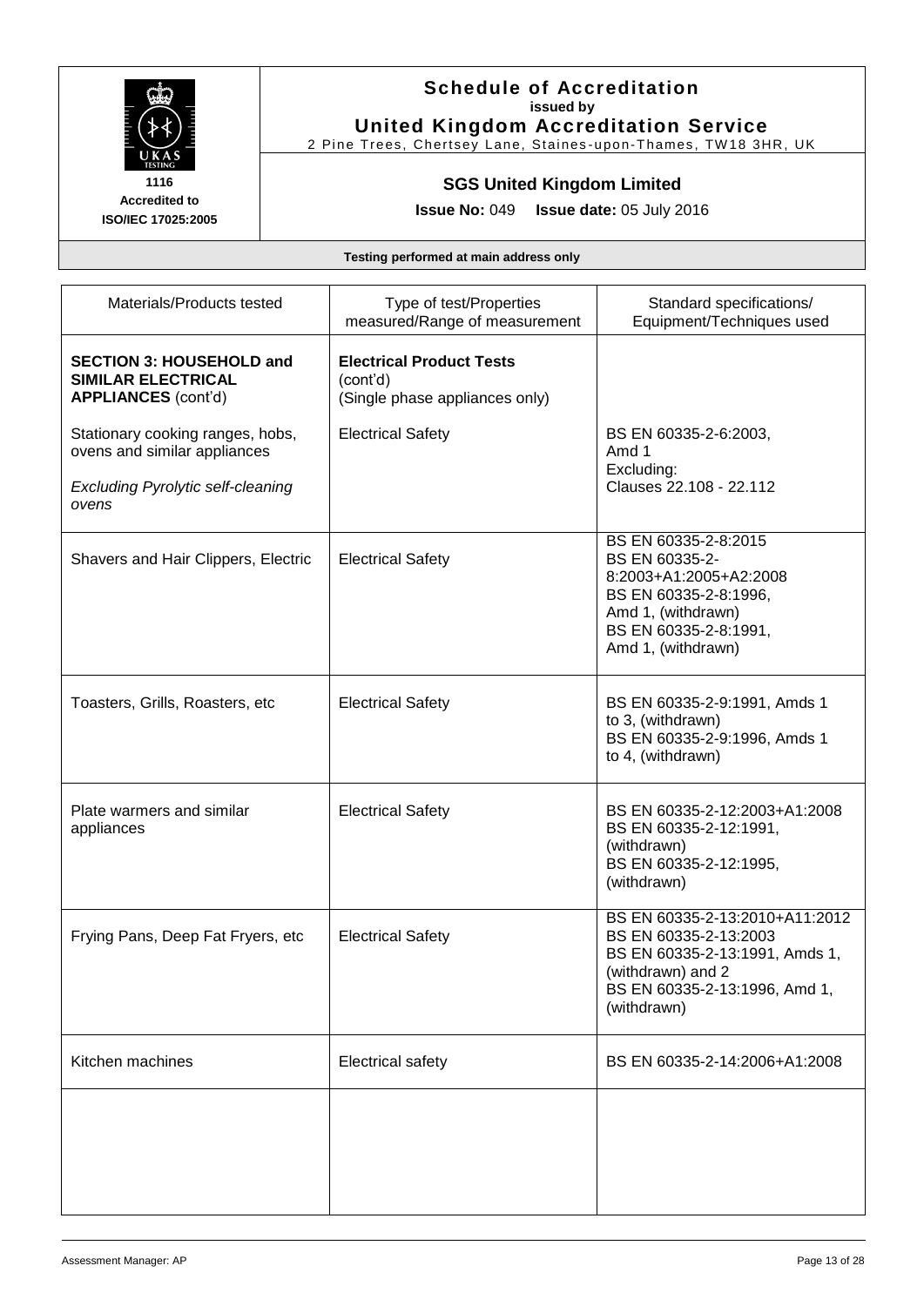# Schedule of Accreditation

**issued by**

**United Kingdom Accreditation Service**

2 Pine Trees, Chertsey Lane, Staines-upon-Thames, TW18 3HR, UK

1116
**Accredited to**
**ISO/IEC 17025:2005**

## SGS United Kingdom Limited

**Issue No:** 049 **Issue date:** 05 July 2016

**Testing performed at main address only**

| Materials/Products tested | Type of test/Properties measured/Range of measurement | Standard specifications/ Equipment/Techniques used |
|---|---|---|
| **SECTION 3: HOUSEHOLD and SIMILAR ELECTRICAL APPLIANCES** (cont'd) | **Electrical Product Tests** (cont'd)<br>(Single phase appliances only) | |
| Stationary cooking ranges, hobs, ovens and similar appliances<br><br>*Excluding Pyrolytic self-cleaning ovens* | Electrical Safety | BS EN 60335-2-6:2003, Amd 1<br>Excluding:<br>Clauses 22.108 - 22.112 |
| Shavers and Hair Clippers, Electric | Electrical Safety | BS EN 60335-2-8:2015<br>BS EN 60335-2-8:2003+A1:2005+A2:2008<br>BS EN 60335-2-8:1996, Amd 1, (withdrawn)<br>BS EN 60335-2-8:1991, Amd 1, (withdrawn) |
| Toasters, Grills, Roasters, etc | Electrical Safety | BS EN 60335-2-9:1991, Amds 1 to 3, (withdrawn)<br>BS EN 60335-2-9:1996, Amds 1 to 4, (withdrawn) |
| Plate warmers and similar appliances | Electrical Safety | BS EN 60335-2-12:2003+A1:2008<br>BS EN 60335-2-12:1991, (withdrawn)<br>BS EN 60335-2-12:1995, (withdrawn) |
| Frying Pans, Deep Fat Fryers, etc | Electrical Safety | BS EN 60335-2-13:2010+A11:2012<br>BS EN 60335-2-13:2003<br>BS EN 60335-2-13:1991, Amds 1, (withdrawn) and 2<br>BS EN 60335-2-13:1996, Amd 1, (withdrawn) |
| Kitchen machines | Electrical safety | BS EN 60335-2-14:2006+A1:2008 |

Assessment Manager: AP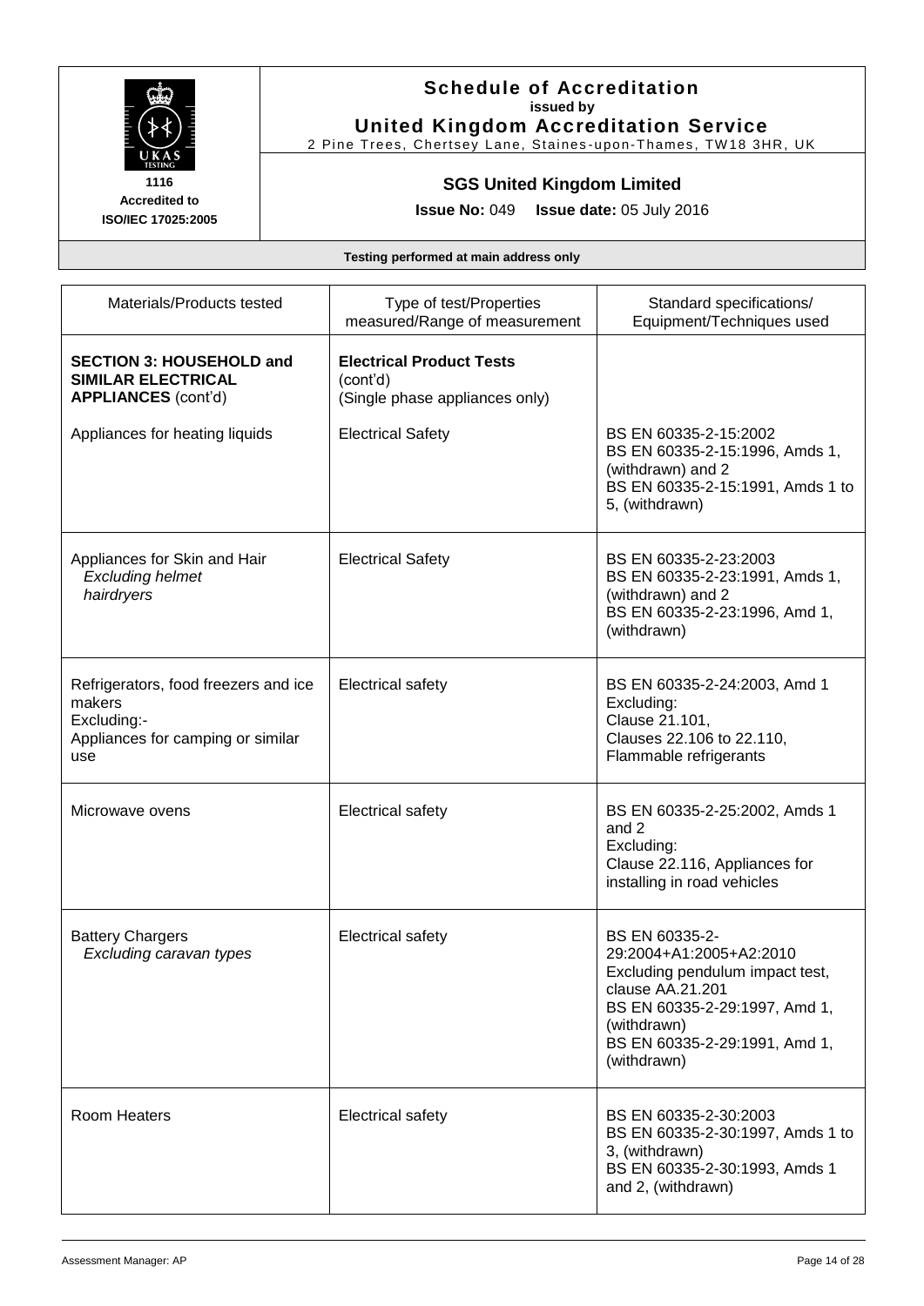**Schedule of Accreditation**
**issued by**
**United Kingdom Accreditation Service**
2 Pine Trees, Chertsey Lane, Staines-upon-Thames, TW18 3HR, UK

**1116**
**Accredited to**
**ISO/IEC 17025:2005**

## SGS United Kingdom Limited

**Issue No:** 049 **Issue date:** 05 July 2016

**Testing performed at main address only**

| Materials/Products tested | Type of test/Properties measured/Range of measurement | Standard specifications/ Equipment/Techniques used |
|---|---|---|
| **SECTION 3: HOUSEHOLD and SIMILAR ELECTRICAL APPLIANCES** (cont'd) | **Electrical Product Tests** (cont'd) (Single phase appliances only) | |
| Appliances for heating liquids | Electrical Safety | BS EN 60335-2-15:2002<br>BS EN 60335-2-15:1996, Amds 1, (withdrawn) and 2<br>BS EN 60335-2-15:1991, Amds 1 to 5, (withdrawn) |
| Appliances for Skin and Hair<br>*Excluding helmet hairdryers* | Electrical Safety | BS EN 60335-2-23:2003<br>BS EN 60335-2-23:1991, Amds 1, (withdrawn) and 2<br>BS EN 60335-2-23:1996, Amd 1, (withdrawn) |
| Refrigerators, food freezers and ice makers<br>Excluding:-<br>Appliances for camping or similar use | Electrical safety | BS EN 60335-2-24:2003, Amd 1<br>Excluding:<br>Clause 21.101,<br>Clauses 22.106 to 22.110,<br>Flammable refrigerants |
| Microwave ovens | Electrical safety | BS EN 60335-2-25:2002, Amds 1 and 2<br>Excluding:<br>Clause 22.116, Appliances for installing in road vehicles |
| Battery Chargers<br>*Excluding caravan types* | Electrical safety | BS EN 60335-2-29:2004+A1:2005+A2:2010<br>Excluding pendulum impact test, clause AA.21.201<br>BS EN 60335-2-29:1997, Amd 1, (withdrawn)<br>BS EN 60335-2-29:1991, Amd 1, (withdrawn) |
| Room Heaters | Electrical safety | BS EN 60335-2-30:2003<br>BS EN 60335-2-30:1997, Amds 1 to 3, (withdrawn)<br>BS EN 60335-2-30:1993, Amds 1 and 2, (withdrawn) |

Assessment Manager: AP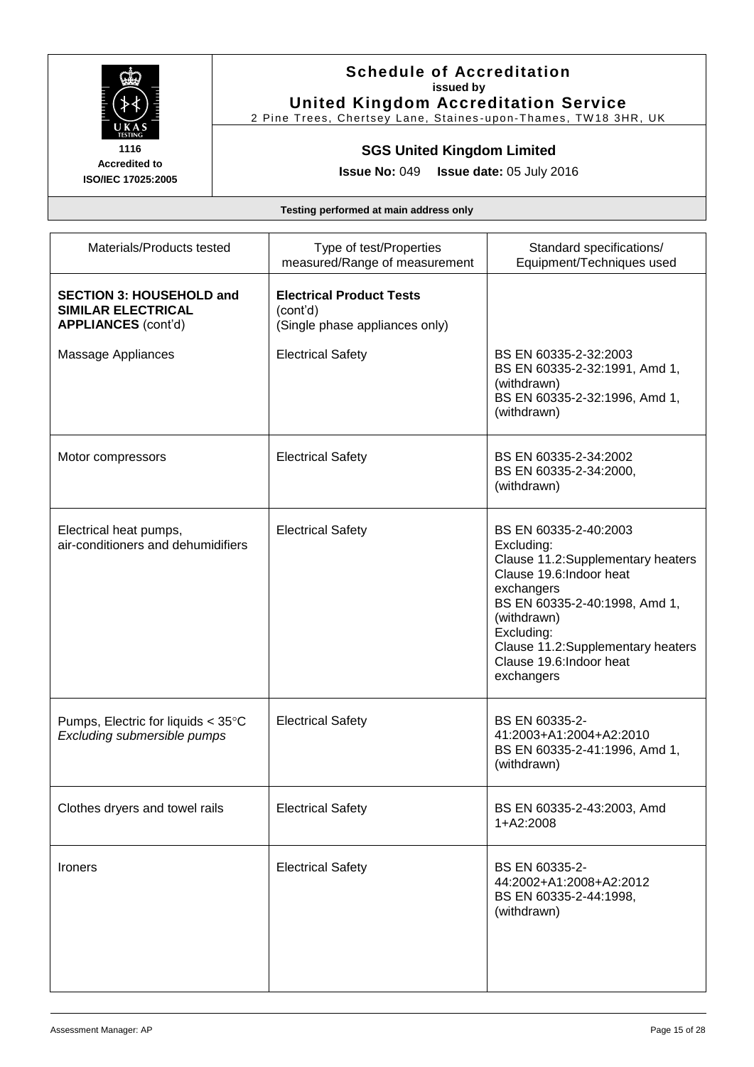**Schedule of Accreditation**
**issued by**
**United Kingdom Accreditation Service**
2 Pine Trees, Chertsey Lane, Staines-upon-Thames, TW18 3HR, UK

1116
**Accredited to**
**ISO/IEC 17025:2005**

**SGS United Kingdom Limited**

**Issue No:** 049 **Issue date:** 05 July 2016

**Testing performed at main address only**

| Materials/Products tested | Type of test/Properties measured/Range of measurement | Standard specifications/ Equipment/Techniques used |
|---|---|---|
| **SECTION 3: HOUSEHOLD and SIMILAR ELECTRICAL APPLIANCES** (cont'd) | **Electrical Product Tests** (cont'd) (Single phase appliances only) | |
| Massage Appliances | Electrical Safety | BS EN 60335-2-32:2003<br>BS EN 60335-2-32:1991, Amd 1, (withdrawn)<br>BS EN 60335-2-32:1996, Amd 1, (withdrawn) |
| Motor compressors | Electrical Safety | BS EN 60335-2-34:2002<br>BS EN 60335-2-34:2000, (withdrawn) |
| Electrical heat pumps, air-conditioners and dehumidifiers | Electrical Safety | BS EN 60335-2-40:2003<br>Excluding:<br>Clause 11.2:Supplementary heaters<br>Clause 19.6:Indoor heat exchangers<br>BS EN 60335-2-40:1998, Amd 1, (withdrawn)<br>Excluding:<br>Clause 11.2:Supplementary heaters<br>Clause 19.6:Indoor heat exchangers |
| Pumps, Electric for liquids < 35°C *Excluding submersible pumps* | Electrical Safety | BS EN 60335-2-41:2003+A1:2004+A2:2010<br>BS EN 60335-2-41:1996, Amd 1, (withdrawn) |
| Clothes dryers and towel rails | Electrical Safety | BS EN 60335-2-43:2003, Amd 1+A2:2008 |
| Ironers | Electrical Safety | BS EN 60335-2-44:2002+A1:2008+A2:2012<br>BS EN 60335-2-44:1998, (withdrawn) |

Assessment Manager: AP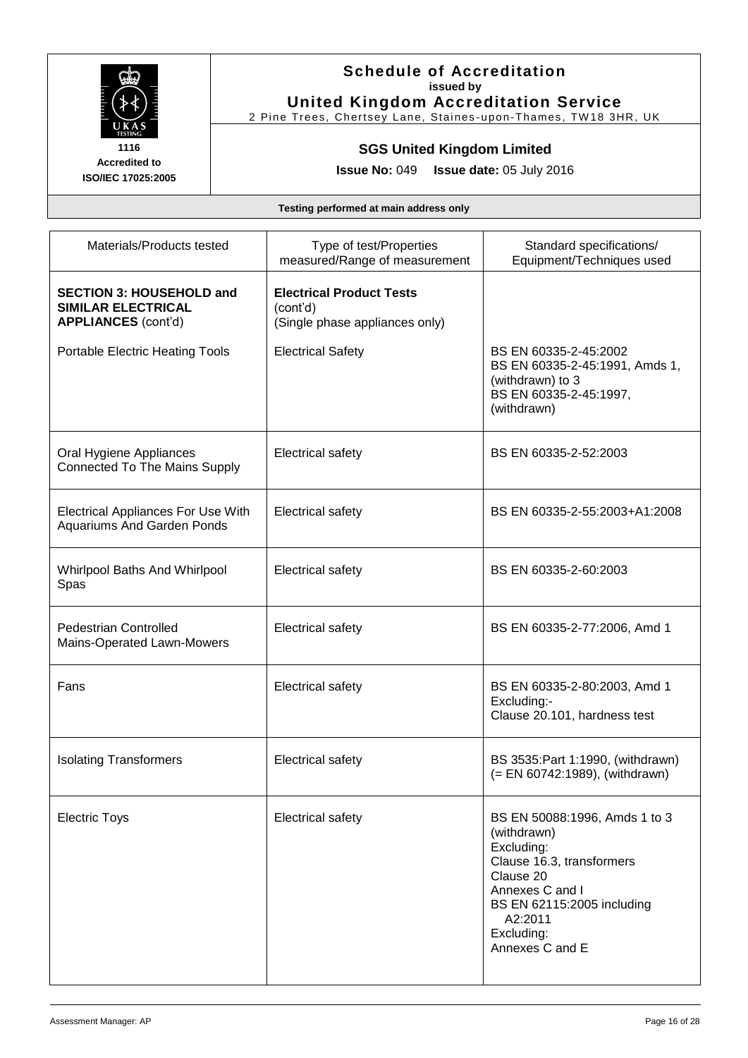**Schedule of Accreditation**
**issued by**
**United Kingdom Accreditation Service**
2 Pine Trees, Chertsey Lane, Staines-upon-Thames, TW18 3HR, UK

1116
**Accredited to ISO/IEC 17025:2005**

**SGS United Kingdom Limited**

**Issue No:** 049 **Issue date:** 05 July 2016

**Testing performed at main address only**

| Materials/Products tested | Type of test/Properties measured/Range of measurement | Standard specifications/ Equipment/Techniques used |
|---|---|---|
| **SECTION 3: HOUSEHOLD and SIMILAR ELECTRICAL APPLIANCES** (cont'd) | **Electrical Product Tests** (cont'd)<br>(Single phase appliances only) | |
| Portable Electric Heating Tools | Electrical Safety | BS EN 60335-2-45:2002<br>BS EN 60335-2-45:1991, Amds 1, (withdrawn) to 3<br>BS EN 60335-2-45:1997, (withdrawn) |
| Oral Hygiene Appliances Connected To The Mains Supply | Electrical safety | BS EN 60335-2-52:2003 |
| Electrical Appliances For Use With Aquariums And Garden Ponds | Electrical safety | BS EN 60335-2-55:2003+A1:2008 |
| Whirlpool Baths And Whirlpool Spas | Electrical safety | BS EN 60335-2-60:2003 |
| Pedestrian Controlled Mains-Operated Lawn-Mowers | Electrical safety | BS EN 60335-2-77:2006, Amd 1 |
| Fans | Electrical safety | BS EN 60335-2-80:2003, Amd 1<br>Excluding:-<br>Clause 20.101, hardness test |
| Isolating Transformers | Electrical safety | BS 3535:Part 1:1990, (withdrawn)<br>(= EN 60742:1989), (withdrawn) |
| Electric Toys | Electrical safety | BS EN 50088:1996, Amds 1 to 3 (withdrawn)<br>Excluding:<br>Clause 16.3, transformers<br>Clause 20<br>Annexes C and I<br>BS EN 62115:2005 including A2:2011<br>Excluding:<br>Annexes C and E |

Assessment Manager: AP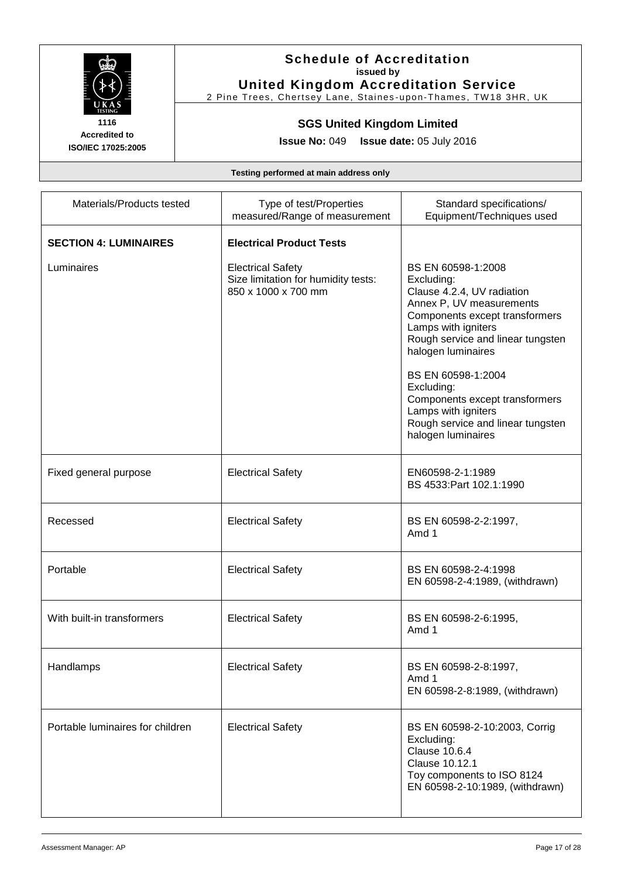**Schedule of Accreditation**
**issued by**
**United Kingdom Accreditation Service**
2 Pine Trees, Chertsey Lane, Staines-upon-Thames, TW18 3HR, UK

**1116**
**Accredited to**
**ISO/IEC 17025:2005**

**SGS United Kingdom Limited**

**Issue No:** 049 **Issue date:** 05 July 2016

**Testing performed at main address only**

| Materials/Products tested | Type of test/Properties measured/Range of measurement | Standard specifications/ Equipment/Techniques used |
|---|---|---|
| **SECTION 4: LUMINAIRES** | **Electrical Product Tests** | |
| Luminaires | Electrical Safety<br>Size limitation for humidity tests:<br>850 x 1000 x 700 mm | BS EN 60598-1:2008<br>Excluding:<br>Clause 4.2.4, UV radiation<br>Annex P, UV measurements<br>Components except transformers<br>Lamps with igniters<br>Rough service and linear tungsten halogen luminaires<br><br>BS EN 60598-1:2004<br>Excluding:<br>Components except transformers<br>Lamps with igniters<br>Rough service and linear tungsten halogen luminaires |
| Fixed general purpose | Electrical Safety | EN60598-2-1:1989<br>BS 4533:Part 102.1:1990 |
| Recessed | Electrical Safety | BS EN 60598-2-2:1997,<br>Amd 1 |
| Portable | Electrical Safety | BS EN 60598-2-4:1998<br>EN 60598-2-4:1989, (withdrawn) |
| With built-in transformers | Electrical Safety | BS EN 60598-2-6:1995,<br>Amd 1 |
| Handlamps | Electrical Safety | BS EN 60598-2-8:1997,<br>Amd 1<br>EN 60598-2-8:1989, (withdrawn) |
| Portable luminaires for children | Electrical Safety | BS EN 60598-2-10:2003, Corrig<br>Excluding:<br>Clause 10.6.4<br>Clause 10.12.1<br>Toy components to ISO 8124<br>EN 60598-2-10:1989, (withdrawn) |

Assessment Manager: AP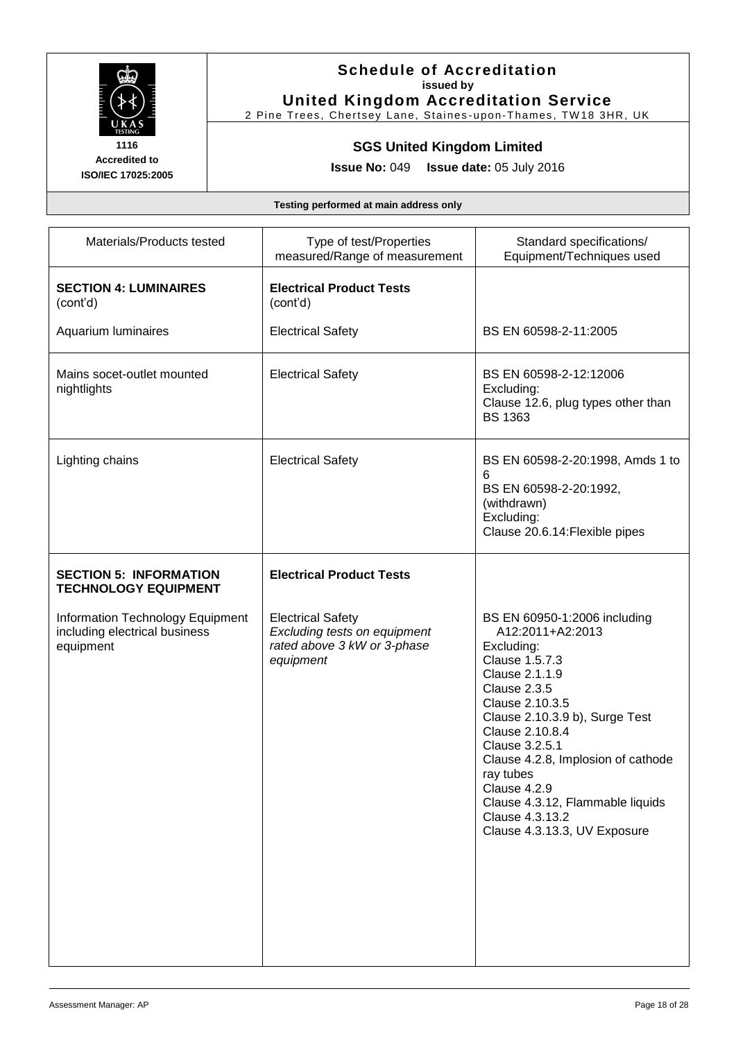# Schedule of Accreditation
**issued by**
**United Kingdom Accreditation Service**
2 Pine Trees, Chertsey Lane, Staines-upon-Thames, TW18 3HR, UK

**1116**
**Accredited to ISO/IEC 17025:2005**

## SGS United Kingdom Limited

**Issue No:** 049 **Issue date:** 05 July 2016

**Testing performed at main address only**

| Materials/Products tested | Type of test/Properties measured/Range of measurement | Standard specifications/ Equipment/Techniques used |
|---|---|---|
| **SECTION 4: LUMINAIRES** (cont'd)<br><br>Aquarium luminaires | **Electrical Product Tests** (cont'd)<br><br>Electrical Safety | <br><br><br>BS EN 60598-2-11:2005 |
| Mains socet-outlet mounted nightlights | Electrical Safety | BS EN 60598-2-12:12006<br>Excluding:<br>Clause 12.6, plug types other than BS 1363 |
| Lighting chains | Electrical Safety | BS EN 60598-2-20:1998, Amds 1 to 6<br>BS EN 60598-2-20:1992, (withdrawn)<br>Excluding:<br>Clause 20.6.14:Flexible pipes |
| **SECTION 5: INFORMATION TECHNOLOGY EQUIPMENT**<br><br>Information Technology Equipment including electrical business equipment | **Electrical Product Tests**<br><br>Electrical Safety<br>*Excluding tests on equipment rated above 3 kW or 3-phase equipment* | <br><br><br>BS EN 60950-1:2006 including A12:2011+A2:2013<br>Excluding:<br>Clause 1.5.7.3<br>Clause 2.1.1.9<br>Clause 2.3.5<br>Clause 2.10.3.5<br>Clause 2.10.3.9 b), Surge Test<br>Clause 2.10.8.4<br>Clause 3.2.5.1<br>Clause 4.2.8, Implosion of cathode ray tubes<br>Clause 4.2.9<br>Clause 4.3.12, Flammable liquids<br>Clause 4.3.13.2<br>Clause 4.3.13.3, UV Exposure |

Assessment Manager: AP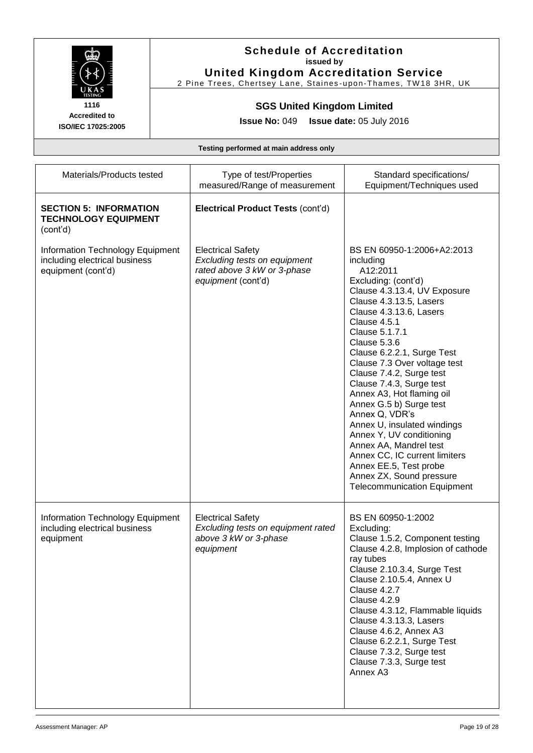**Schedule of Accreditation**
**issued by**
**United Kingdom Accreditation Service**
2 Pine Trees, Chertsey Lane, Staines-upon-Thames, TW18 3HR, UK

1116
**Accredited to**
**ISO/IEC 17025:2005**

**SGS United Kingdom Limited**

**Issue No:** 049 **Issue date:** 05 July 2016

**Testing performed at main address only**

| Materials/Products tested | Type of test/Properties measured/Range of measurement | Standard specifications/ Equipment/Techniques used |
|---|---|---|
| **SECTION 5: INFORMATION TECHNOLOGY EQUIPMENT** (cont'd) | **Electrical Product Tests** (cont'd) | |
| Information Technology Equipment including electrical business equipment (cont'd) | Electrical Safety<br>*Excluding tests on equipment rated above 3 kW or 3-phase equipment* (cont'd) | BS EN 60950-1:2006+A2:2013 including<br>A12:2011<br>Excluding: (cont'd)<br>Clause 4.3.13.4, UV Exposure<br>Clause 4.3.13.5, Lasers<br>Clause 4.3.13.6, Lasers<br>Clause 4.5.1<br>Clause 5.1.7.1<br>Clause 5.3.6<br>Clause 6.2.2.1, Surge Test<br>Clause 7.3 Over voltage test<br>Clause 7.4.2, Surge test<br>Clause 7.4.3, Surge test<br>Annex A3, Hot flaming oil<br>Annex G.5 b) Surge test<br>Annex Q, VDR's<br>Annex U, insulated windings<br>Annex Y, UV conditioning<br>Annex AA, Mandrel test<br>Annex CC, IC current limiters<br>Annex EE.5, Test probe<br>Annex ZX, Sound pressure<br>Telecommunication Equipment |
| Information Technology Equipment including electrical business equipment | Electrical Safety<br>*Excluding tests on equipment rated above 3 kW or 3-phase equipment* | BS EN 60950-1:2002<br>Excluding:<br>Clause 1.5.2, Component testing<br>Clause 4.2.8, Implosion of cathode ray tubes<br>Clause 2.10.3.4, Surge Test<br>Clause 2.10.5.4, Annex U<br>Clause 4.2.7<br>Clause 4.2.9<br>Clause 4.3.12, Flammable liquids<br>Clause 4.3.13.3, Lasers<br>Clause 4.6.2, Annex A3<br>Clause 6.2.2.1, Surge Test<br>Clause 7.3.2, Surge test<br>Clause 7.3.3, Surge test<br>Annex A3 |

Assessment Manager: AP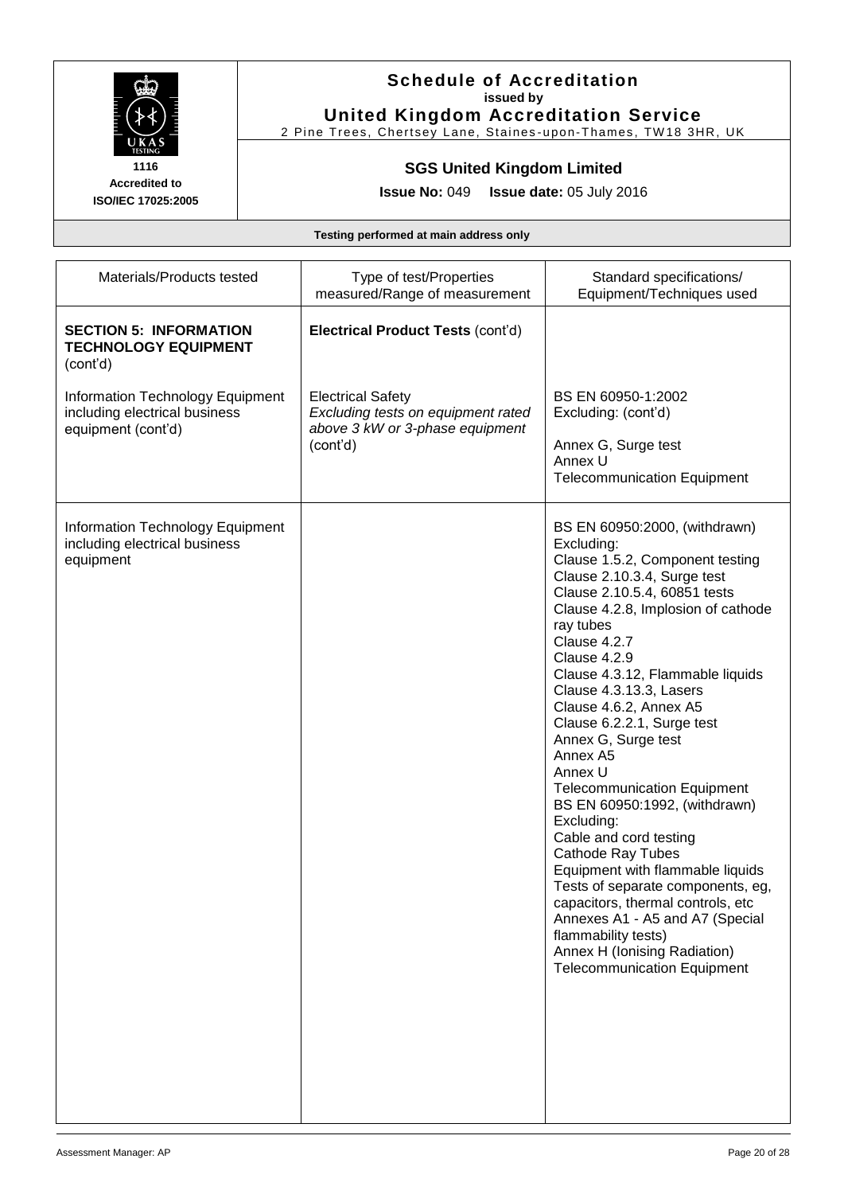**Schedule of Accreditation**
**issued by**
**United Kingdom Accreditation Service**
2 Pine Trees, Chertsey Lane, Staines-upon-Thames, TW18 3HR, UK

**1116**
**Accredited to**
**ISO/IEC 17025:2005**

**SGS United Kingdom Limited**

**Issue No:** 049 **Issue date:** 05 July 2016

**Testing performed at main address only**

| Materials/Products tested | Type of test/Properties measured/Range of measurement | Standard specifications/ Equipment/Techniques used |
|---|---|---|
| **SECTION 5: INFORMATION TECHNOLOGY EQUIPMENT** (cont'd) | **Electrical Product Tests** (cont'd) | |
| Information Technology Equipment including electrical business equipment (cont'd) | Electrical Safety<br>*Excluding tests on equipment rated above 3 kW or 3-phase equipment*<br>(cont'd) | BS EN 60950-1:2002<br>Excluding: (cont'd)<br><br>Annex G, Surge test<br>Annex U<br>Telecommunication Equipment |
| Information Technology Equipment including electrical business equipment | | BS EN 60950:2000, (withdrawn)<br>Excluding:<br>Clause 1.5.2, Component testing<br>Clause 2.10.3.4, Surge test<br>Clause 2.10.5.4, 60851 tests<br>Clause 4.2.8, Implosion of cathode ray tubes<br>Clause 4.2.7<br>Clause 4.2.9<br>Clause 4.3.12, Flammable liquids<br>Clause 4.3.13.3, Lasers<br>Clause 4.6.2, Annex A5<br>Clause 6.2.2.1, Surge test<br>Annex G, Surge test<br>Annex A5<br>Annex U<br>Telecommunication Equipment<br>BS EN 60950:1992, (withdrawn)<br>Excluding:<br>Cable and cord testing<br>Cathode Ray Tubes<br>Equipment with flammable liquids<br>Tests of separate components, eg, capacitors, thermal controls, etc<br>Annexes A1 - A5 and A7 (Special flammability tests)<br>Annex H (Ionising Radiation)<br>Telecommunication Equipment |

Assessment Manager: AP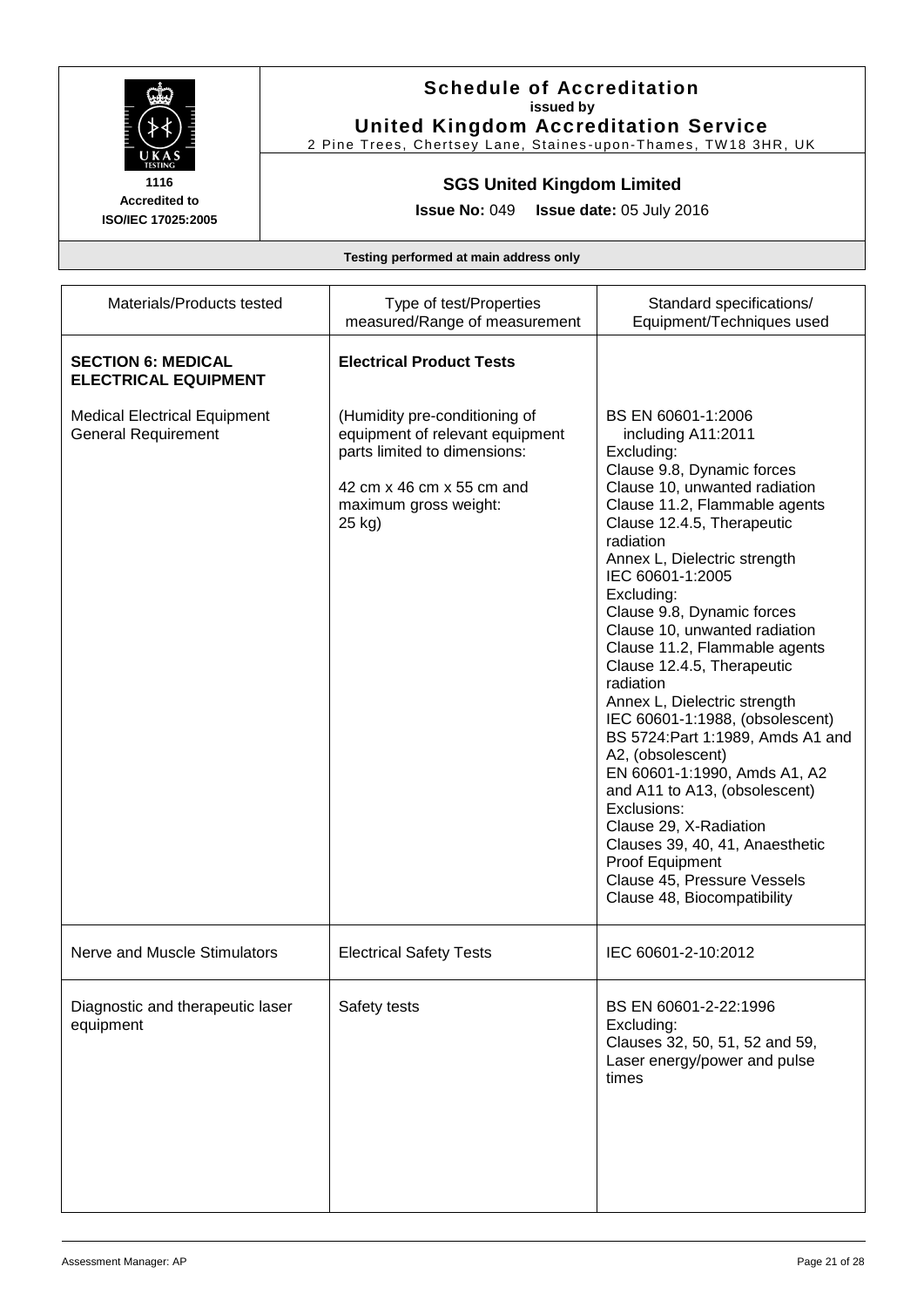**Schedule of Accreditation**
**issued by**
**United Kingdom Accreditation Service**
2 Pine Trees, Chertsey Lane, Staines-upon-Thames, TW18 3HR, UK

**1116**
**Accredited to ISO/IEC 17025:2005**

## SGS United Kingdom Limited

**Issue No:** 049 **Issue date:** 05 July 2016

**Testing performed at main address only**

| Materials/Products tested | Type of test/Properties measured/Range of measurement | Standard specifications/ Equipment/Techniques used |
|---|---|---|
| **SECTION 6: MEDICAL ELECTRICAL EQUIPMENT** | **Electrical Product Tests** | |
| Medical Electrical Equipment General Requirement | (Humidity pre-conditioning of equipment of relevant equipment parts limited to dimensions:<br><br>42 cm x 46 cm x 55 cm and maximum gross weight: 25 kg) | BS EN 60601-1:2006 including A11:2011<br>Excluding:<br>Clause 9.8, Dynamic forces<br>Clause 10, unwanted radiation<br>Clause 11.2, Flammable agents<br>Clause 12.4.5, Therapeutic radiation<br>Annex L, Dielectric strength<br>IEC 60601-1:2005<br>Excluding:<br>Clause 9.8, Dynamic forces<br>Clause 10, unwanted radiation<br>Clause 11.2, Flammable agents<br>Clause 12.4.5, Therapeutic radiation<br>Annex L, Dielectric strength<br>IEC 60601-1:1988, (obsolescent)<br>BS 5724:Part 1:1989, Amds A1 and A2, (obsolescent)<br>EN 60601-1:1990, Amds A1, A2 and A11 to A13, (obsolescent)<br>Exclusions:<br>Clause 29, X-Radiation<br>Clauses 39, 40, 41, Anaesthetic Proof Equipment<br>Clause 45, Pressure Vessels<br>Clause 48, Biocompatibility |
| Nerve and Muscle Stimulators | Electrical Safety Tests | IEC 60601-2-10:2012 |
| Diagnostic and therapeutic laser equipment | Safety tests | BS EN 60601-2-22:1996<br>Excluding:<br>Clauses 32, 50, 51, 52 and 59, Laser energy/power and pulse times |

Assessment Manager: AP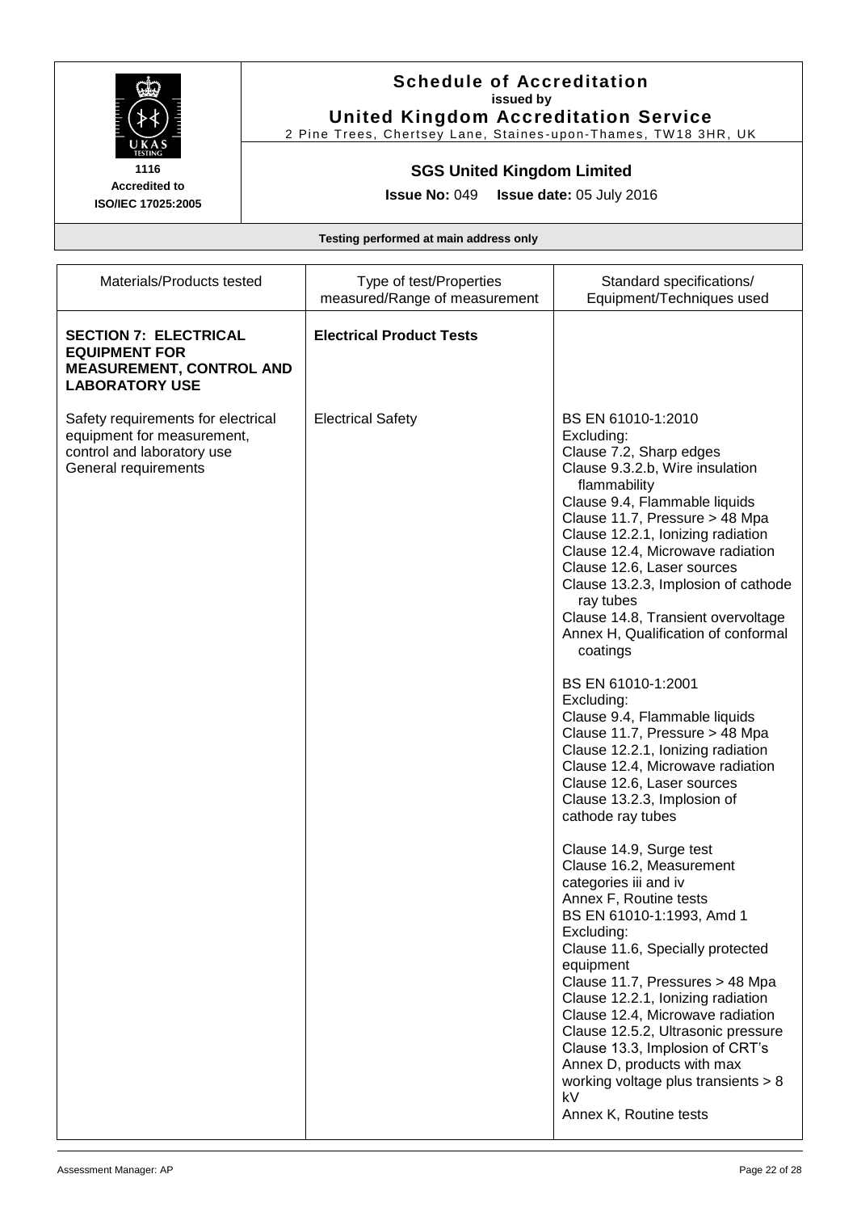# Schedule of Accreditation

**issued by**

**United Kingdom Accreditation Service**

2 Pine Trees, Chertsey Lane, Staines-upon-Thames, TW18 3HR, UK

1116
**Accredited to**
**ISO/IEC 17025:2005**

## SGS United Kingdom Limited

**Issue No:** 049 **Issue date:** 05 July 2016

**Testing performed at main address only**

| Materials/Products tested | Type of test/Properties measured/Range of measurement | Standard specifications/ Equipment/Techniques used |
|---|---|---|
| **SECTION 7: ELECTRICAL EQUIPMENT FOR MEASUREMENT, CONTROL AND LABORATORY USE** | **Electrical Product Tests** | |
| Safety requirements for electrical equipment for measurement, control and laboratory use<br>General requirements | Electrical Safety | BS EN 61010-1:2010<br>Excluding:<br>Clause 7.2, Sharp edges<br>Clause 9.3.2.b, Wire insulation flammability<br>Clause 9.4, Flammable liquids<br>Clause 11.7, Pressure > 48 Mpa<br>Clause 12.2.1, Ionizing radiation<br>Clause 12.4, Microwave radiation<br>Clause 12.6, Laser sources<br>Clause 13.2.3, Implosion of cathode ray tubes<br>Clause 14.8, Transient overvoltage<br>Annex H, Qualification of conformal coatings<br><br>BS EN 61010-1:2001<br>Excluding:<br>Clause 9.4, Flammable liquids<br>Clause 11.7, Pressure > 48 Mpa<br>Clause 12.2.1, Ionizing radiation<br>Clause 12.4, Microwave radiation<br>Clause 12.6, Laser sources<br>Clause 13.2.3, Implosion of cathode ray tubes<br><br>Clause 14.9, Surge test<br>Clause 16.2, Measurement categories iii and iv<br>Annex F, Routine tests<br>BS EN 61010-1:1993, Amd 1<br>Excluding:<br>Clause 11.6, Specially protected equipment<br>Clause 11.7, Pressures > 48 Mpa<br>Clause 12.2.1, Ionizing radiation<br>Clause 12.4, Microwave radiation<br>Clause 12.5.2, Ultrasonic pressure<br>Clause 13.3, Implosion of CRT's<br>Annex D, products with max working voltage plus transients > 8 kV<br>Annex K, Routine tests |

Assessment Manager: AP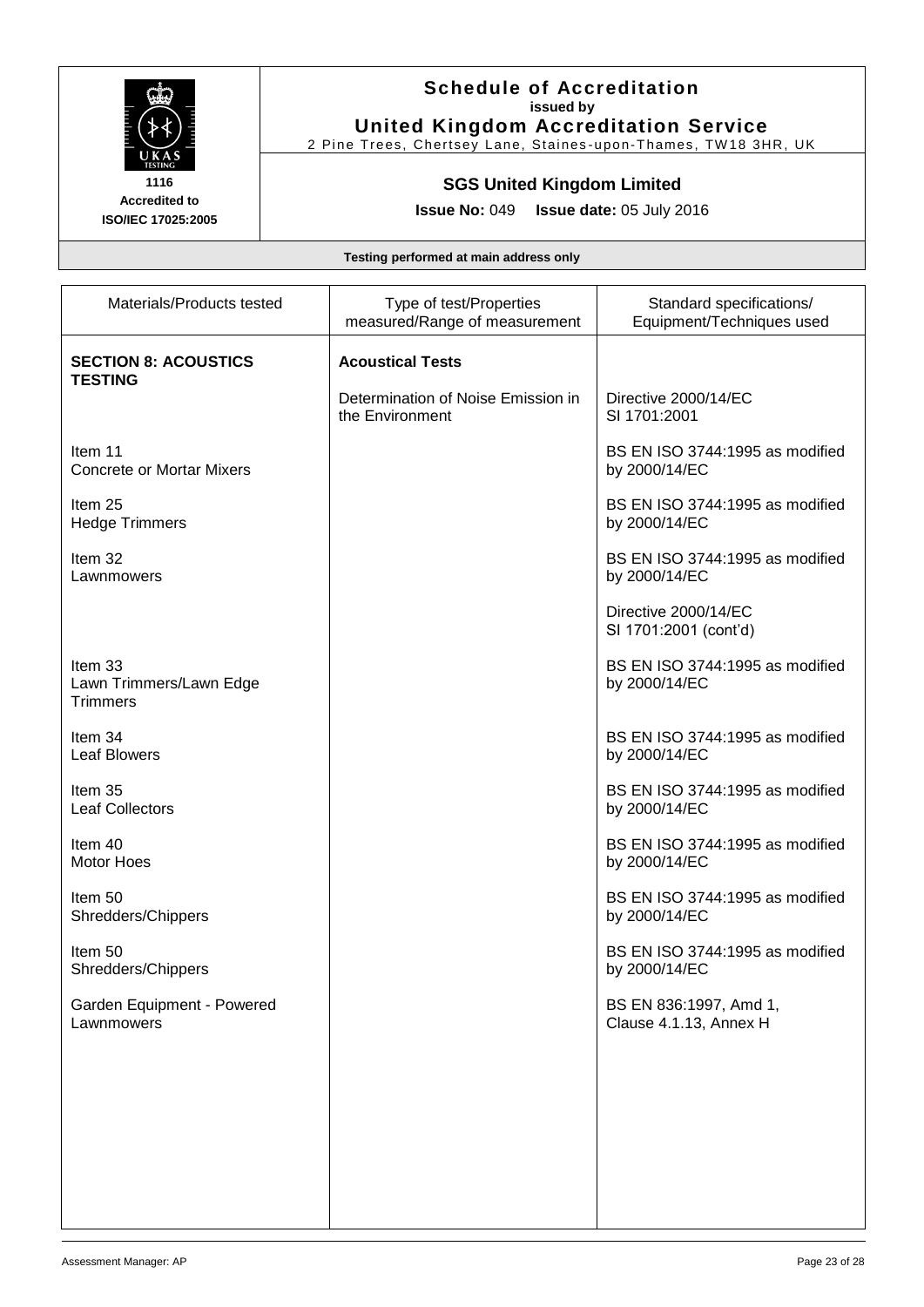# Schedule of Accreditation

**issued by**

**United Kingdom Accreditation Service**

2 Pine Trees, Chertsey Lane, Staines-upon-Thames, TW18 3HR, UK

**1116**
**Accredited to**
**ISO/IEC 17025:2005**

## SGS United Kingdom Limited

**Issue No:** 049 **Issue date:** 05 July 2016

**Testing performed at main address only**

| Materials/Products tested | Type of test/Properties measured/Range of measurement | Standard specifications/ Equipment/Techniques used |
|---|---|---|
| **SECTION 8: ACOUSTICS TESTING** | **Acoustical Tests** | |
| | Determination of Noise Emission in the Environment | Directive 2000/14/EC SI 1701:2001 |
| Item 11 Concrete or Mortar Mixers | | BS EN ISO 3744:1995 as modified by 2000/14/EC |
| Item 25 Hedge Trimmers | | BS EN ISO 3744:1995 as modified by 2000/14/EC |
| Item 32 Lawnmowers | | BS EN ISO 3744:1995 as modified by 2000/14/EC |
| | | Directive 2000/14/EC SI 1701:2001 (cont'd) |
| Item 33 Lawn Trimmers/Lawn Edge Trimmers | | BS EN ISO 3744:1995 as modified by 2000/14/EC |
| Item 34 Leaf Blowers | | BS EN ISO 3744:1995 as modified by 2000/14/EC |
| Item 35 Leaf Collectors | | BS EN ISO 3744:1995 as modified by 2000/14/EC |
| Item 40 Motor Hoes | | BS EN ISO 3744:1995 as modified by 2000/14/EC |
| Item 50 Shredders/Chippers | | BS EN ISO 3744:1995 as modified by 2000/14/EC |
| Item 50 Shredders/Chippers | | BS EN ISO 3744:1995 as modified by 2000/14/EC |
| Garden Equipment - Powered Lawnmowers | | BS EN 836:1997, Amd 1, Clause 4.1.13, Annex H |

Assessment Manager: AP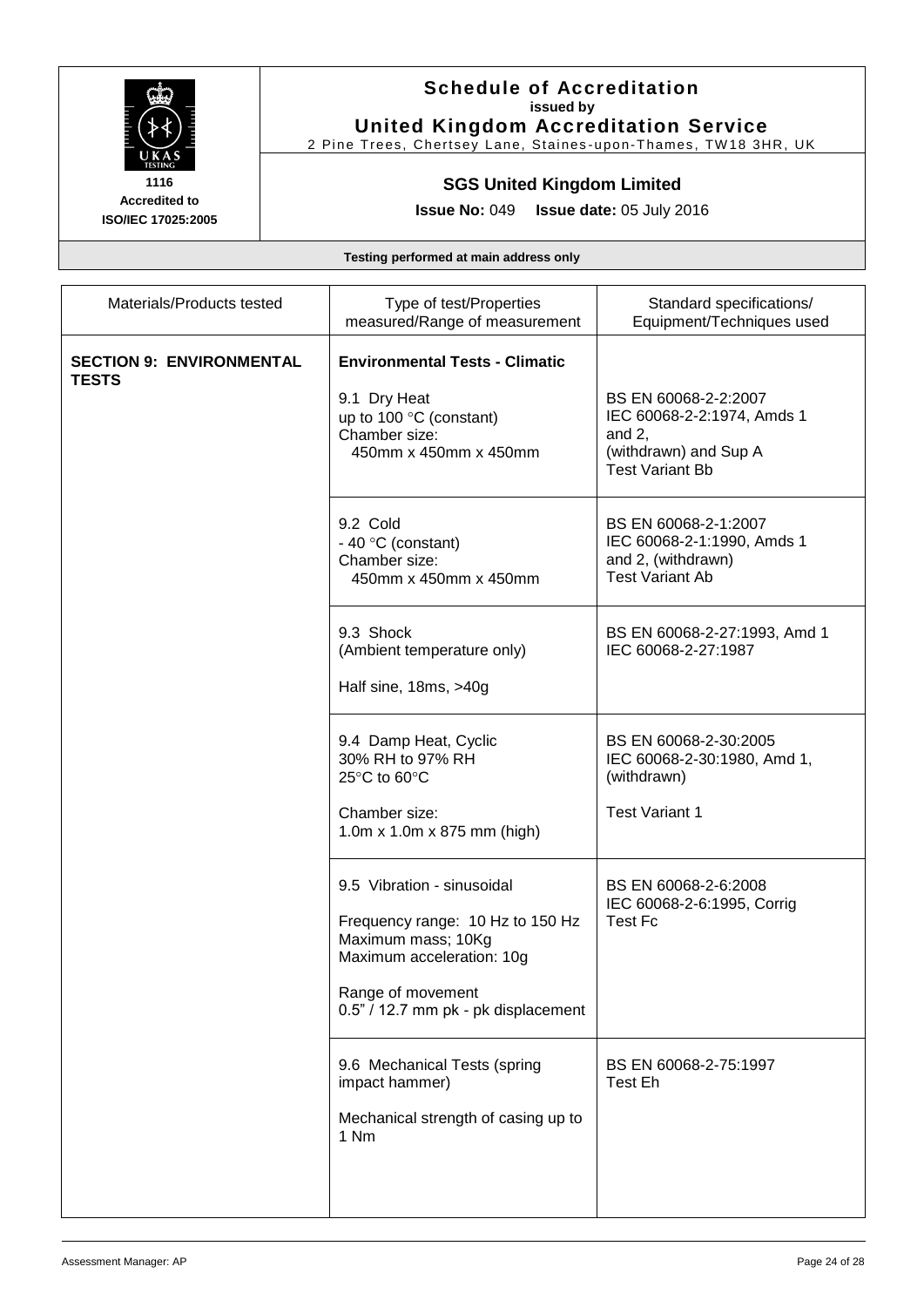**Schedule of Accreditation**
issued by
**United Kingdom Accreditation Service**
2 Pine Trees, Chertsey Lane, Staines-upon-Thames, TW18 3HR, UK

1116
Accredited to
ISO/IEC 17025:2005

**SGS United Kingdom Limited**

**Issue No:** 049 **Issue date:** 05 July 2016

**Testing performed at main address only**

| Materials/Products tested | Type of test/Properties measured/Range of measurement | Standard specifications/ Equipment/Techniques used |
|---|---|---|
| **SECTION 9: ENVIRONMENTAL TESTS** | **Environmental Tests - Climatic** | |
| | 9.1 Dry Heat<br>up to 100 °C (constant)<br>Chamber size:<br>450mm x 450mm x 450mm | BS EN 60068-2-2:2007<br>IEC 60068-2-2:1974, Amds 1 and 2,<br>(withdrawn) and Sup A<br>Test Variant Bb |
| | 9.2 Cold<br>- 40 °C (constant)<br>Chamber size:<br>450mm x 450mm x 450mm | BS EN 60068-2-1:2007<br>IEC 60068-2-1:1990, Amds 1 and 2, (withdrawn)<br>Test Variant Ab |
| | 9.3 Shock<br>(Ambient temperature only)<br><br>Half sine, 18ms, >40g | BS EN 60068-2-27:1993, Amd 1<br>IEC 60068-2-27:1987 |
| | 9.4 Damp Heat, Cyclic<br>30% RH to 97% RH<br>25°C to 60°C<br><br>Chamber size:<br>1.0m x 1.0m x 875 mm (high) | BS EN 60068-2-30:2005<br>IEC 60068-2-30:1980, Amd 1, (withdrawn)<br><br>Test Variant 1 |
| | 9.5 Vibration - sinusoidal<br><br>Frequency range: 10 Hz to 150 Hz<br>Maximum mass; 10Kg<br>Maximum acceleration: 10g<br><br>Range of movement<br>0.5" / 12.7 mm pk - pk displacement | BS EN 60068-2-6:2008<br>IEC 60068-2-6:1995, Corrig<br>Test Fc |
| | 9.6 Mechanical Tests (spring impact hammer)<br><br>Mechanical strength of casing up to 1 Nm | BS EN 60068-2-75:1997<br>Test Eh |

Assessment Manager: AP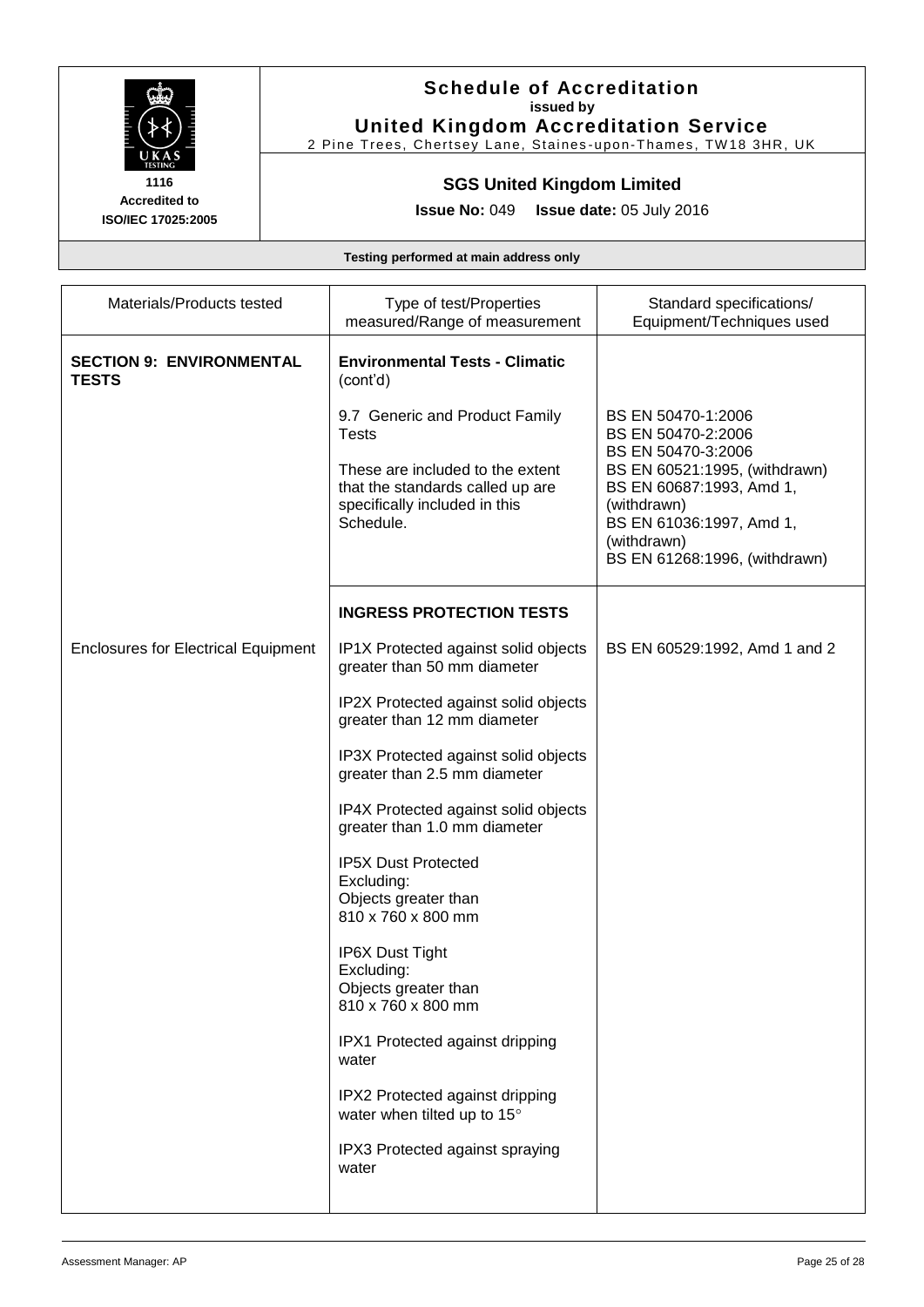**Schedule of Accreditation**
**issued by**
**United Kingdom Accreditation Service**
2 Pine Trees, Chertsey Lane, Staines-upon-Thames, TW18 3HR, UK

1116
**Accredited to**
**ISO/IEC 17025:2005**

**SGS United Kingdom Limited**

**Issue No:** 049 **Issue date:** 05 July 2016

**Testing performed at main address only**

| Materials/Products tested | Type of test/Properties measured/Range of measurement | Standard specifications/ Equipment/Techniques used |
|---|---|---|
| **SECTION 9: ENVIRONMENTAL TESTS** | **Environmental Tests - Climatic** (cont'd) | |
| | 9.7 Generic and Product Family Tests<br><br>These are included to the extent that the standards called up are specifically included in this Schedule. | BS EN 50470-1:2006<br>BS EN 50470-2:2006<br>BS EN 50470-3:2006<br>BS EN 60521:1995, (withdrawn)<br>BS EN 60687:1993, Amd 1, (withdrawn)<br>BS EN 61036:1997, Amd 1, (withdrawn)<br>BS EN 61268:1996, (withdrawn) |
| | **INGRESS PROTECTION TESTS** | |
| Enclosures for Electrical Equipment | IP1X Protected against solid objects greater than 50 mm diameter | BS EN 60529:1992, Amd 1 and 2 |
| | IP2X Protected against solid objects greater than 12 mm diameter | |
| | IP3X Protected against solid objects greater than 2.5 mm diameter | |
| | IP4X Protected against solid objects greater than 1.0 mm diameter | |
| | IP5X Dust Protected<br>Excluding:<br>Objects greater than<br>810 x 760 x 800 mm | |
| | IP6X Dust Tight<br>Excluding:<br>Objects greater than<br>810 x 760 x 800 mm | |
| | IPX1 Protected against dripping water | |
| | IPX2 Protected against dripping water when tilted up to 15° | |
| | IPX3 Protected against spraying water | |

Assessment Manager: AP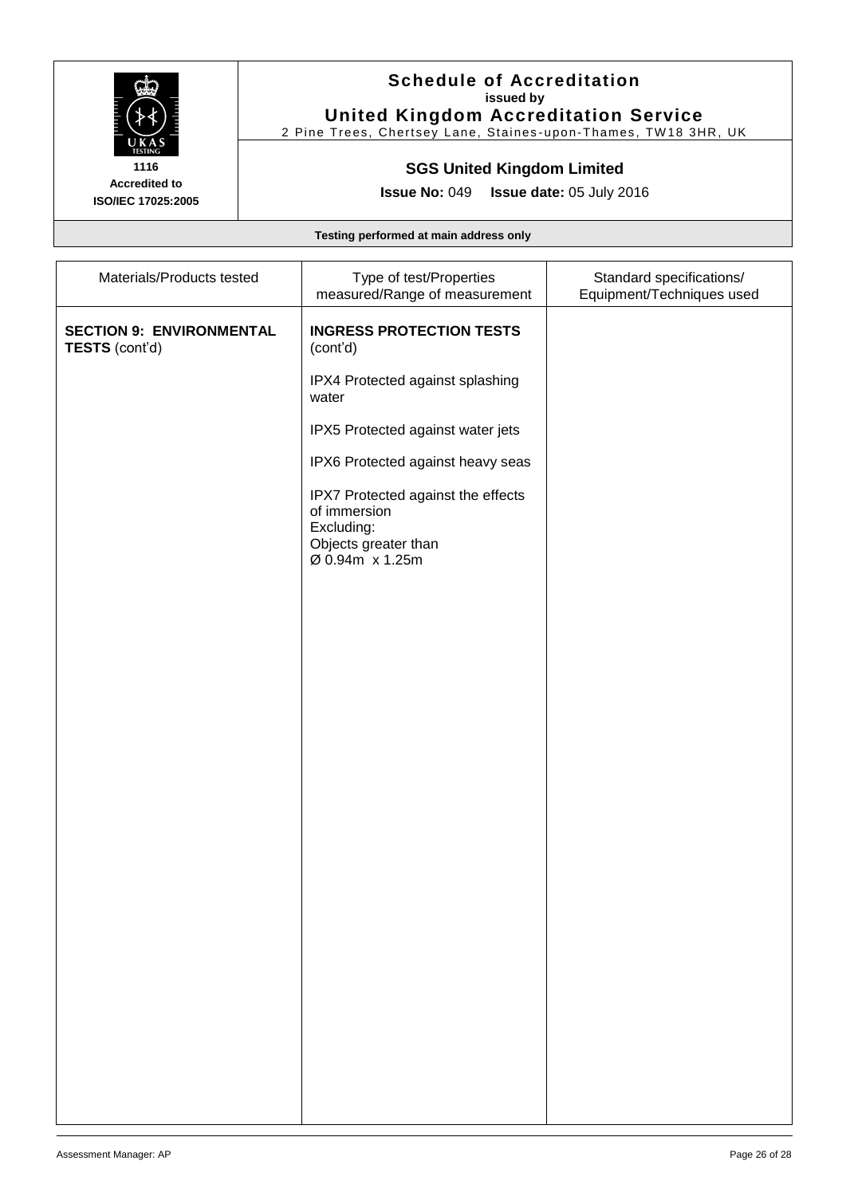# Schedule of Accreditation
**issued by**
**United Kingdom Accreditation Service**
2 Pine Trees, Chertsey Lane, Staines-upon-Thames, TW18 3HR, UK

**1116**
**Accredited to ISO/IEC 17025:2005**

## SGS United Kingdom Limited

**Issue No:** 049 **Issue date:** 05 July 2016

**Testing performed at main address only**

| Materials/Products tested | Type of test/Properties measured/Range of measurement | Standard specifications/ Equipment/Techniques used |
|---|---|---|
| **SECTION 9: ENVIRONMENTAL TESTS** (cont'd) | **INGRESS PROTECTION TESTS** (cont'd) | |
| | IPX4 Protected against splashing water | |
| | IPX5 Protected against water jets | |
| | IPX6 Protected against heavy seas | |
| | IPX7 Protected against the effects of immersion<br>Excluding:<br>Objects greater than<br>Ø 0.94m x 1.25m | |

Assessment Manager: AP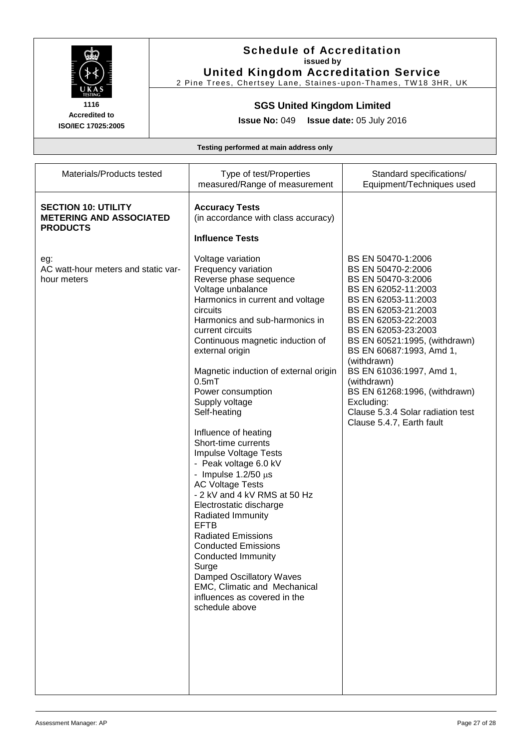**Schedule of Accreditation**
**issued by**
**United Kingdom Accreditation Service**
2 Pine Trees, Chertsey Lane, Staines-upon-Thames, TW18 3HR, UK

1116
**Accredited to ISO/IEC 17025:2005**

**SGS United Kingdom Limited**

**Issue No:** 049 **Issue date:** 05 July 2016

**Testing performed at main address only**

| Materials/Products tested | Type of test/Properties measured/Range of measurement | Standard specifications/ Equipment/Techniques used |
|---|---|---|
| **SECTION 10: UTILITY METERING AND ASSOCIATED PRODUCTS** | **Accuracy Tests** (in accordance with class accuracy)<br><br>**Influence Tests** | |
| eg:<br>AC watt-hour meters and static var-hour meters | Voltage variation<br>Frequency variation<br>Reverse phase sequence<br>Voltage unbalance<br>Harmonics in current and voltage circuits<br>Harmonics and sub-harmonics in current circuits<br>Continuous magnetic induction of external origin<br><br>Magnetic induction of external origin 0.5mT<br>Power consumption<br>Supply voltage<br>Self-heating<br><br>Influence of heating<br>Short-time currents<br>Impulse Voltage Tests<br>- Peak voltage 6.0 kV<br>- Impulse 1.2/50 μs<br>AC Voltage Tests<br>- 2 kV and 4 kV RMS at 50 Hz<br>Electrostatic discharge<br>Radiated Immunity<br>EFTB<br>Radiated Emissions<br>Conducted Emissions<br>Conducted Immunity<br>Surge<br>Damped Oscillatory Waves<br>EMC, Climatic and Mechanical influences as covered in the schedule above | BS EN 50470-1:2006<br>BS EN 50470-2:2006<br>BS EN 50470-3:2006<br>BS EN 62052-11:2003<br>BS EN 62053-11:2003<br>BS EN 62053-21:2003<br>BS EN 62053-22:2003<br>BS EN 62053-23:2003<br>BS EN 60521:1995, (withdrawn)<br>BS EN 60687:1993, Amd 1, (withdrawn)<br>BS EN 61036:1997, Amd 1, (withdrawn)<br>BS EN 61268:1996, (withdrawn)<br>Excluding:<br>Clause 5.3.4 Solar radiation test<br>Clause 5.4.7, Earth fault |

Assessment Manager: AP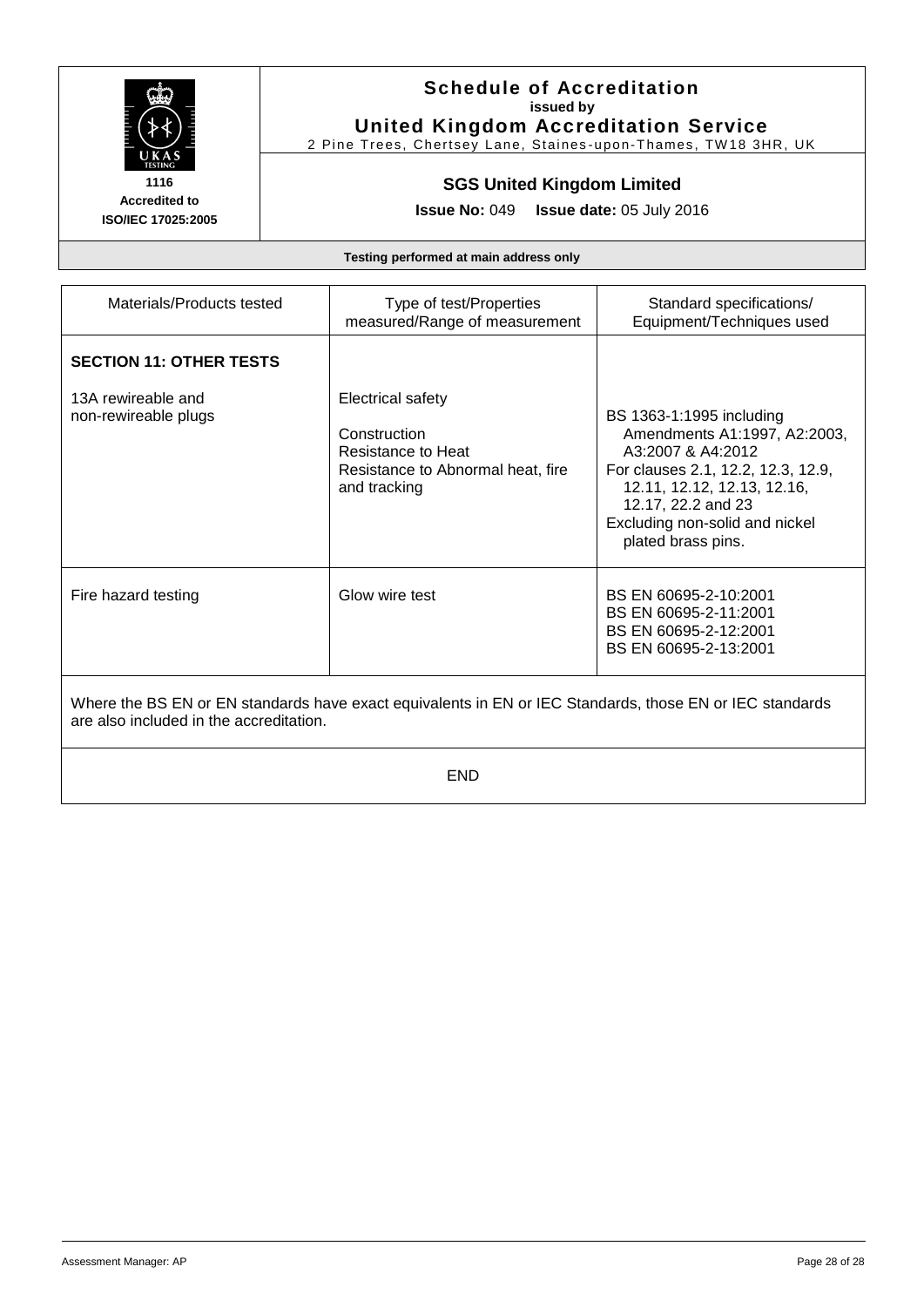**1116**
**Accredited to**
**ISO/IEC 17025:2005**

## Schedule of Accreditation
**issued by**
## United Kingdom Accreditation Service
2 Pine Trees, Chertsey Lane, Staines-upon-Thames, TW18 3HR, UK

### SGS United Kingdom Limited

**Issue No:** 049 **Issue date:** 05 July 2016

**Testing performed at main address only**

| Materials/Products tested | Type of test/Properties measured/Range of measurement | Standard specifications/ Equipment/Techniques used |
|---|---|---|
| **SECTION 11: OTHER TESTS** | | |
| 13A rewireable and non-rewireable plugs | Electrical safety<br>Construction<br>Resistance to Heat<br>Resistance to Abnormal heat, fire and tracking | BS 1363-1:1995 including Amendments A1:1997, A2:2003, A3:2007 & A4:2012<br>For clauses 2.1, 12.2, 12.3, 12.9, 12.11, 12.12, 12.13, 12.16, 12.17, 22.2 and 23<br>Excluding non-solid and nickel plated brass pins. |
| Fire hazard testing | Glow wire test | BS EN 60695-2-10:2001<br>BS EN 60695-2-11:2001<br>BS EN 60695-2-12:2001<br>BS EN 60695-2-13:2001 |

Where the BS EN or EN standards have exact equivalents in EN or IEC Standards, those EN or IEC standards are also included in the accreditation.

END

Assessment Manager: AP